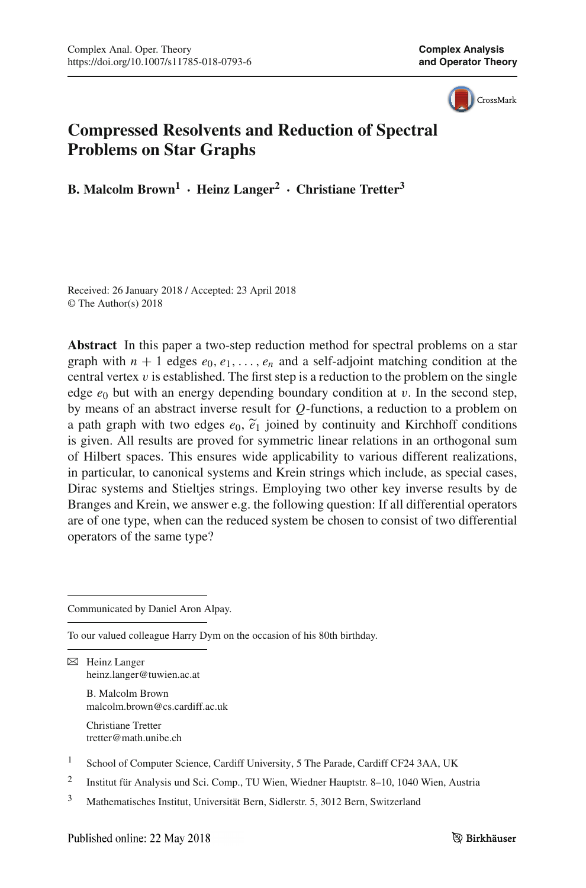# Compressed Resolvents and Reduction of Spectral Problems on Star Graphs

**B. Malcolm Brown[1] · Heinz Langer[2] · Christiane Tretter[3]**

Received: 26 January 2018 / Accepted: 23 April 2018
© The Author(s) 2018

**Abstract** In this paper a two-step reduction method for spectral problems on a star graph with $n + 1$ edges $e_0, e_1, \dots, e_n$ and a self-adjoint matching condition at the central vertex $v$ is established. The first step is a reduction to the problem on the single edge $e_0$ but with an energy depending boundary condition at $v$. In the second step, by means of an abstract inverse result for $Q$-functions, a reduction to a problem on a path graph with two edges $e_0$, $\widetilde{e}_1$ joined by continuity and Kirchhoff conditions is given. All results are proved for symmetric linear relations in an orthogonal sum of Hilbert spaces. This ensures wide applicability to various different realizations, in particular, to canonical systems and Krein strings which include, as special cases, Dirac systems and Stieltjes strings. Employing two other key inverse results by de Branges and Krein, we answer e.g. the following question: If all differential operators are of one type, when can the reduced system be chosen to consist of two differential operators of the same type?

---

Communicated by Daniel Aron Alpay.

---

To our valued colleague Harry Dym on the occasion of his 80th birthday.

---

✉ Heinz Langer
heinz.langer@tuwien.ac.at

B. Malcolm Brown
malcolm.brown@cs.cardiff.ac.uk

Christiane Tretter
tretter@math.unibe.ch

[1] School of Computer Science, Cardiff University, 5 The Parade, Cardiff CF24 3AA, UK

[2] Institut für Analysis und Sci. Comp., TU Wien, Wiedner Hauptstr. 8–10, 1040 Wien, Austria

[3] Mathematisches Institut, Universität Bern, Sidlerstr. 5, 3012 Bern, Switzerland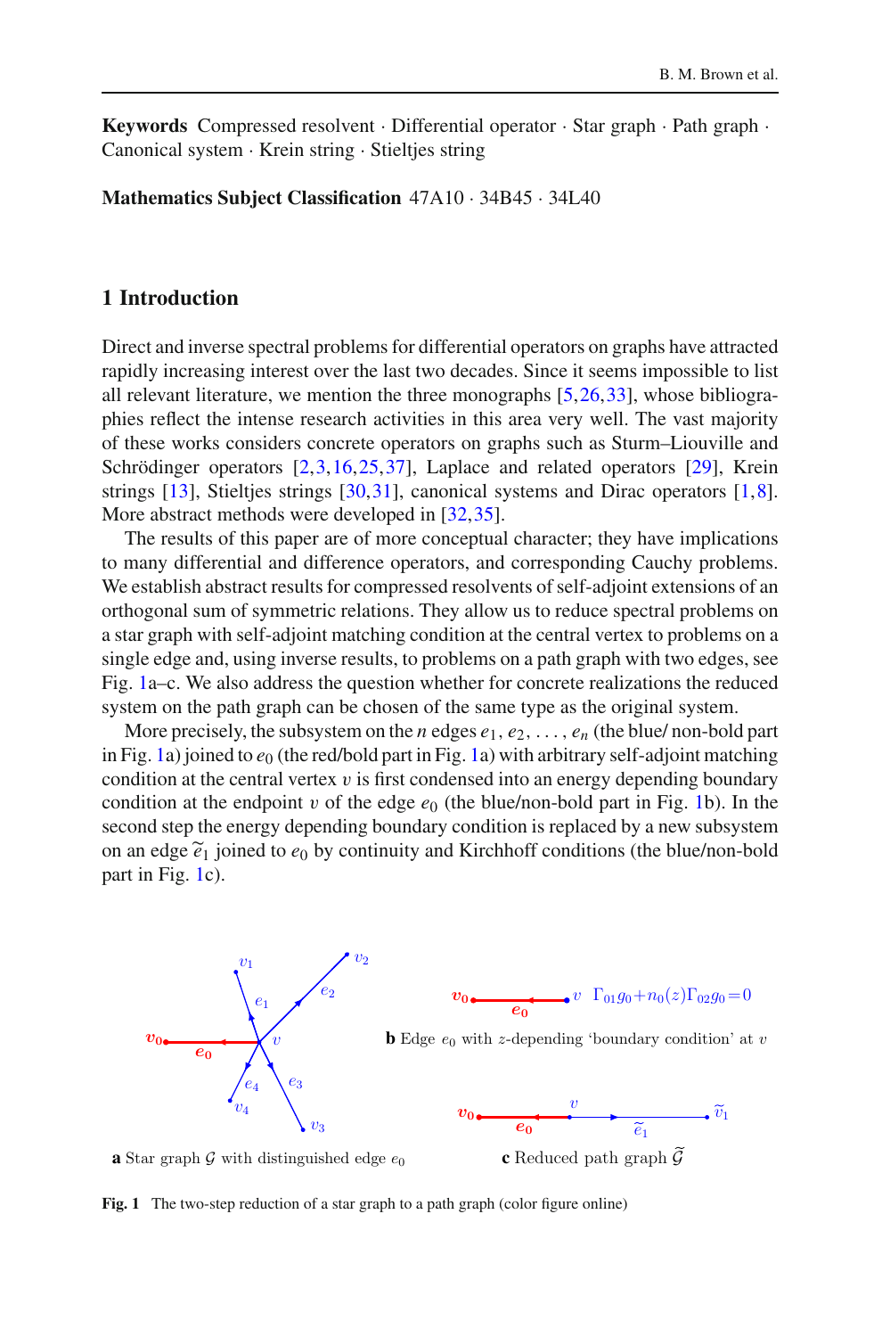**Keywords** Compressed resolvent · Differential operator · Star graph · Path graph · Canonical system · Krein string · Stieltjes string

**Mathematics Subject Classification** 47A10 · 34B45 · 34L40

## 1 Introduction

Direct and inverse spectral problems for differential operators on graphs have attracted rapidly increasing interest over the last two decades. Since it seems impossible to list all relevant literature, we mention the three monographs [5,26,33], whose bibliographies reflect the intense research activities in this area very well. The vast majority of these works considers concrete operators on graphs such as Sturm–Liouville and Schrödinger operators [2,3,16,25,37], Laplace and related operators [29], Krein strings [13], Stieltjes strings [30,31], canonical systems and Dirac operators [1,8]. More abstract methods were developed in [32,35].

The results of this paper are of more conceptual character; they have implications to many differential and difference operators, and corresponding Cauchy problems. We establish abstract results for compressed resolvents of self-adjoint extensions of an orthogonal sum of symmetric relations. They allow us to reduce spectral problems on a star graph with self-adjoint matching condition at the central vertex to problems on a single edge and, using inverse results, to problems on a path graph with two edges, see Fig. 1a–c. We also address the question whether for concrete realizations the reduced system on the path graph can be chosen of the same type as the original system.

More precisely, the subsystem on the $n$ edges $e_1, e_2, \ldots, e_n$ (the blue/ non-bold part in Fig. 1a) joined to $e_0$ (the red/bold part in Fig. 1a) with arbitrary self-adjoint matching condition at the central vertex $v$ is first condensed into an energy depending boundary condition at the endpoint $v$ of the edge $e_0$ (the blue/non-bold part in Fig. 1b). In the second step the energy depending boundary condition is replaced by a new subsystem on an edge $\widetilde{e}_1$ joined to $e_0$ by continuity and Kirchhoff conditions (the blue/non-bold part in Fig. 1c).

**a** Star graph $\mathcal{G}$ with distinguished edge $e_0$

**b** Edge $e_0$ with $z$-depending 'boundary condition' at $v$: $\Gamma_{01}g_0 + n_0(z)\Gamma_{02}g_0 = 0$

**c** Reduced path graph $\widetilde{\mathcal{G}}$

**Fig. 1** The two-step reduction of a star graph to a path graph (color figure online)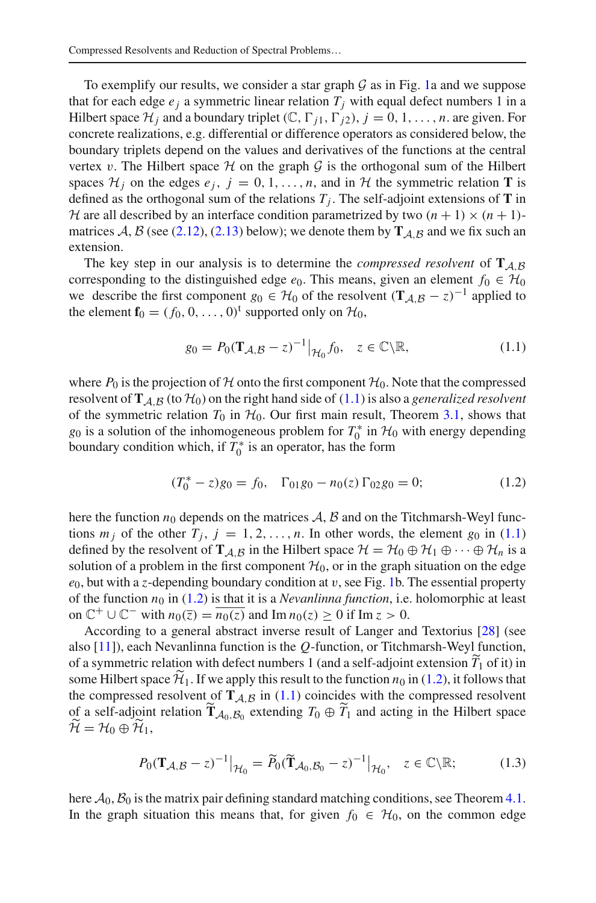To exemplify our results, we consider a star graph $\mathcal{G}$ as in Fig. 1a and we suppose that for each edge $e_j$ a symmetric linear relation $T_j$ with equal defect numbers 1 in a Hilbert space $\mathcal{H}_j$ and a boundary triplet $(\mathbb{C}, \Gamma_{j1}, \Gamma_{j2})$, $j = 0, 1, \ldots, n$. are given. For concrete realizations, e.g. differential or difference operators as considered below, the boundary triplets depend on the values and derivatives of the functions at the central vertex $v$. The Hilbert space $\mathcal{H}$ on the graph $\mathcal{G}$ is the orthogonal sum of the Hilbert spaces $\mathcal{H}_j$ on the edges $e_j$, $j = 0, 1, \ldots, n$, and in $\mathcal{H}$ the symmetric relation $\mathbf{T}$ is defined as the orthogonal sum of the relations $T_j$. The self-adjoint extensions of $\mathbf{T}$ in $\mathcal{H}$ are all described by an interface condition parametrized by two $(n+1) \times (n+1)$-matrices $\mathcal{A}$, $\mathcal{B}$ (see (2.12), (2.13) below); we denote them by $\mathbf{T}_{\mathcal{A},\mathcal{B}}$ and we fix such an extension.

The key step in our analysis is to determine the *compressed resolvent* of $\mathbf{T}_{\mathcal{A},\mathcal{B}}$ corresponding to the distinguished edge $e_0$. This means, given an element $f_0 \in \mathcal{H}_0$ we describe the first component $g_0 \in \mathcal{H}_0$ of the resolvent $(\mathbf{T}_{\mathcal{A},\mathcal{B}} - z)^{-1}$ applied to the element $\mathbf{f}_0 = (f_0, 0, \ldots, 0)^{\mathrm{t}}$ supported only on $\mathcal{H}_0$,

$$g_0 = P_0(\mathbf{T}_{\mathcal{A},\mathcal{B}} - z)^{-1}\big|_{\mathcal{H}_0} f_0, \quad z \in \mathbb{C}\backslash\mathbb{R}, \tag{1.1}$$

where $P_0$ is the projection of $\mathcal{H}$ onto the first component $\mathcal{H}_0$. Note that the compressed resolvent of $\mathbf{T}_{\mathcal{A},\mathcal{B}}$ (to $\mathcal{H}_0$) on the right hand side of (1.1) is also a *generalized resolvent* of the symmetric relation $T_0$ in $\mathcal{H}_0$. Our first main result, Theorem 3.1, shows that $g_0$ is a solution of the inhomogeneous problem for $T_0^*$ in $\mathcal{H}_0$ with energy depending boundary condition which, if $T_0^*$ is an operator, has the form

$$(T_0^* - z)g_0 = f_0, \quad \Gamma_{01}g_0 - n_0(z)\,\Gamma_{02}g_0 = 0; \tag{1.2}$$

here the function $n_0$ depends on the matrices $\mathcal{A}$, $\mathcal{B}$ and on the Titchmarsh-Weyl functions $m_j$ of the other $T_j$, $j = 1, 2, \ldots, n$. In other words, the element $g_0$ in (1.1) defined by the resolvent of $\mathbf{T}_{\mathcal{A},\mathcal{B}}$ in the Hilbert space $\mathcal{H} = \mathcal{H}_0 \oplus \mathcal{H}_1 \oplus \cdots \oplus \mathcal{H}_n$ is a solution of a problem in the first component $\mathcal{H}_0$, or in the graph situation on the edge $e_0$, but with a $z$-depending boundary condition at $v$, see Fig. 1b. The essential property of the function $n_0$ in (1.2) is that it is a *Nevanlinna function*, i.e. holomorphic at least on $\mathbb{C}^+ \cup \mathbb{C}^-$ with $n_0(\overline{z}) = \overline{n_0(z)}$ and $\operatorname{Im} n_0(z) \geq 0$ if $\operatorname{Im} z > 0$.

According to a general abstract inverse result of Langer and Textorius [28] (see also [11]), each Nevanlinna function is the $Q$-function, or Titchmarsh-Weyl function, of a symmetric relation with defect numbers 1 (and a self-adjoint extension $\widetilde{T}_1$ of it) in some Hilbert space $\widetilde{\mathcal{H}}_1$. If we apply this result to the function $n_0$ in (1.2), it follows that the compressed resolvent of $\mathbf{T}_{\mathcal{A},\mathcal{B}}$ in (1.1) coincides with the compressed resolvent of a self-adjoint relation $\widetilde{\mathbf{T}}_{\mathcal{A}_0,\mathcal{B}_0}$ extending $T_0 \oplus \widetilde{T}_1$ and acting in the Hilbert space $\widetilde{\mathcal{H}} = \mathcal{H}_0 \oplus \widetilde{\mathcal{H}}_1$,

$$P_0(\mathbf{T}_{\mathcal{A},\mathcal{B}} - z)^{-1}\big|_{\mathcal{H}_0} = \widetilde{P}_0(\widetilde{\mathbf{T}}_{\mathcal{A}_0,\mathcal{B}_0} - z)^{-1}\big|_{\mathcal{H}_0}, \quad z \in \mathbb{C}\backslash\mathbb{R}; \tag{1.3}$$

here $\mathcal{A}_0$, $\mathcal{B}_0$ is the matrix pair defining standard matching conditions, see Theorem 4.1. In the graph situation this means that, for given $f_0 \in \mathcal{H}_0$, on the common edge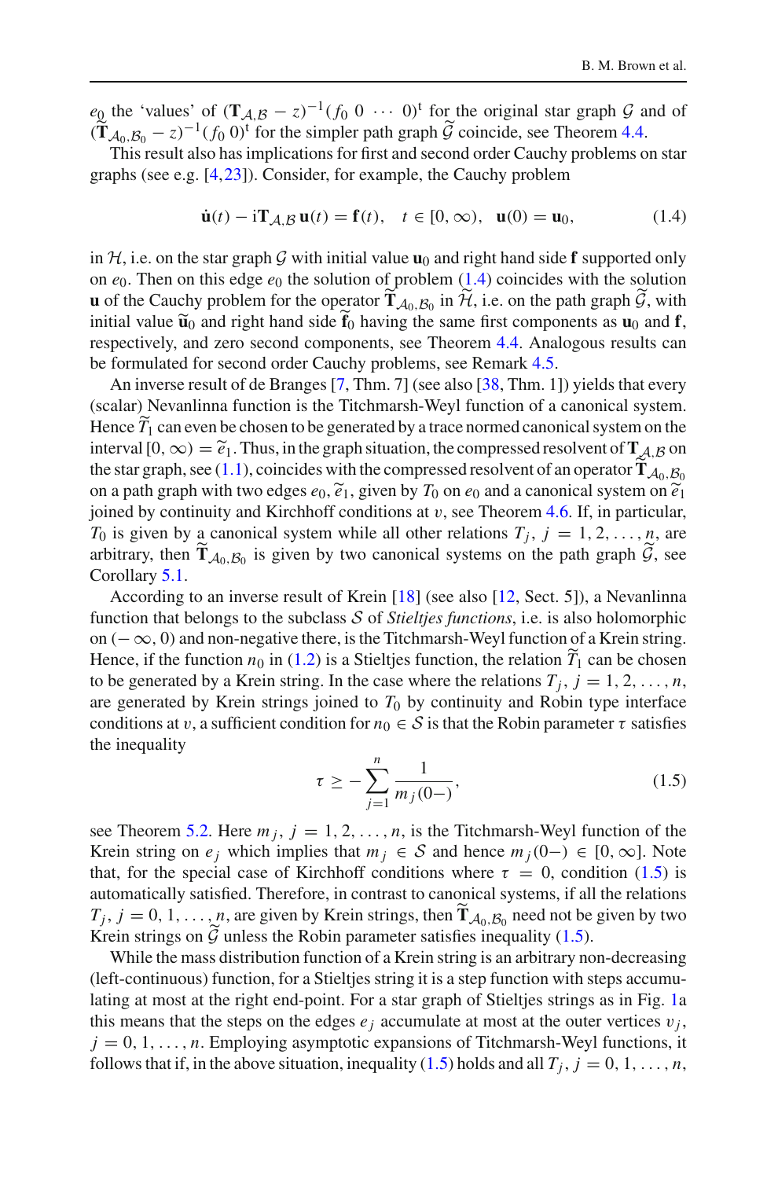$e_0$ the 'values' of $(\mathbf{T}_{\mathcal{A},\mathcal{B}} - z)^{-1}(f_0 \; 0 \; \cdots \; 0)^{\mathrm{t}}$ for the original star graph $\mathcal{G}$ and of $(\widetilde{\mathbf{T}}_{\mathcal{A}_0,\mathcal{B}_0} - z)^{-1}(f_0 \; 0)^{\mathrm{t}}$ for the simpler path graph $\widetilde{\mathcal{G}}$ coincide, see Theorem 4.4.

This result also has implications for first and second order Cauchy problems on star graphs (see e.g. [4,23]). Consider, for example, the Cauchy problem

$$\dot{\mathbf{u}}(t) - \mathrm{i}\mathbf{T}_{\mathcal{A},\mathcal{B}}\,\mathbf{u}(t) = \mathbf{f}(t), \quad t \in [0,\infty), \quad \mathbf{u}(0) = \mathbf{u}_0, \tag{1.4}$$

in $\mathcal{H}$, i.e. on the star graph $\mathcal{G}$ with initial value $\mathbf{u}_0$ and right hand side $\mathbf{f}$ supported only on $e_0$. Then on this edge $e_0$ the solution of problem (1.4) coincides with the solution $\mathbf{u}$ of the Cauchy problem for the operator $\widetilde{\mathbf{T}}_{\mathcal{A}_0,\mathcal{B}_0}$ in $\widetilde{\mathcal{H}}$, i.e. on the path graph $\widetilde{\mathcal{G}}$, with initial value $\widetilde{\mathbf{u}}_0$ and right hand side $\widetilde{\mathbf{f}}_0$ having the same first components as $\mathbf{u}_0$ and $\mathbf{f}$, respectively, and zero second components, see Theorem 4.4. Analogous results can be formulated for second order Cauchy problems, see Remark 4.5.

An inverse result of de Branges [7, Thm. 7] (see also [38, Thm. 1]) yields that every (scalar) Nevanlinna function is the Titchmarsh-Weyl function of a canonical system. Hence $\widetilde{T}_1$ can even be chosen to be generated by a trace normed canonical system on the interval $[0,\infty) = \widetilde{e}_1$. Thus, in the graph situation, the compressed resolvent of $\mathbf{T}_{\mathcal{A},\mathcal{B}}$ on the star graph, see (1.1), coincides with the compressed resolvent of an operator $\widetilde{\mathbf{T}}_{\mathcal{A}_0,\mathcal{B}_0}$ on a path graph with two edges $e_0, \widetilde{e}_1$, given by $T_0$ on $e_0$ and a canonical system on $\widetilde{e}_1$ joined by continuity and Kirchhoff conditions at $v$, see Theorem 4.6. If, in particular, $T_0$ is given by a canonical system while all other relations $T_j$, $j = 1, 2, \ldots, n$, are arbitrary, then $\widetilde{\mathbf{T}}_{\mathcal{A}_0,\mathcal{B}_0}$ is given by two canonical systems on the path graph $\widetilde{\mathcal{G}}$, see Corollary 5.1.

According to an inverse result of Krein [18] (see also [12, Sect. 5]), a Nevanlinna function that belongs to the subclass $\mathcal{S}$ of *Stieltjes functions*, i.e. is also holomorphic on $(-\infty, 0)$ and non-negative there, is the Titchmarsh-Weyl function of a Krein string. Hence, if the function $n_0$ in (1.2) is a Stieltjes function, the relation $\widetilde{T}_1$ can be chosen to be generated by a Krein string. In the case where the relations $T_j$, $j = 1, 2, \ldots, n$, are generated by Krein strings joined to $T_0$ by continuity and Robin type interface conditions at $v$, a sufficient condition for $n_0 \in \mathcal{S}$ is that the Robin parameter $\tau$ satisfies the inequality

$$\tau \geq -\sum_{j=1}^{n} \frac{1}{m_j(0-)}, \tag{1.5}$$

see Theorem 5.2. Here $m_j$, $j = 1, 2, \ldots, n$, is the Titchmarsh-Weyl function of the Krein string on $e_j$ which implies that $m_j \in \mathcal{S}$ and hence $m_j(0-) \in [0,\infty]$. Note that, for the special case of Kirchhoff conditions where $\tau = 0$, condition (1.5) is automatically satisfied. Therefore, in contrast to canonical systems, if all the relations $T_j$, $j = 0, 1, \ldots, n$, are given by Krein strings, then $\widetilde{\mathbf{T}}_{\mathcal{A}_0,\mathcal{B}_0}$ need not be given by two Krein strings on $\widetilde{\mathcal{G}}$ unless the Robin parameter satisfies inequality (1.5).

While the mass distribution function of a Krein string is an arbitrary non-decreasing (left-continuous) function, for a Stieltjes string it is a step function with steps accumulating at most at the right end-point. For a star graph of Stieltjes strings as in Fig. 1a this means that the steps on the edges $e_j$ accumulate at most at the outer vertices $v_j$, $j = 0, 1, \ldots, n$. Employing asymptotic expansions of Titchmarsh-Weyl functions, it follows that if, in the above situation, inequality (1.5) holds and all $T_j$, $j = 0, 1, \ldots, n$,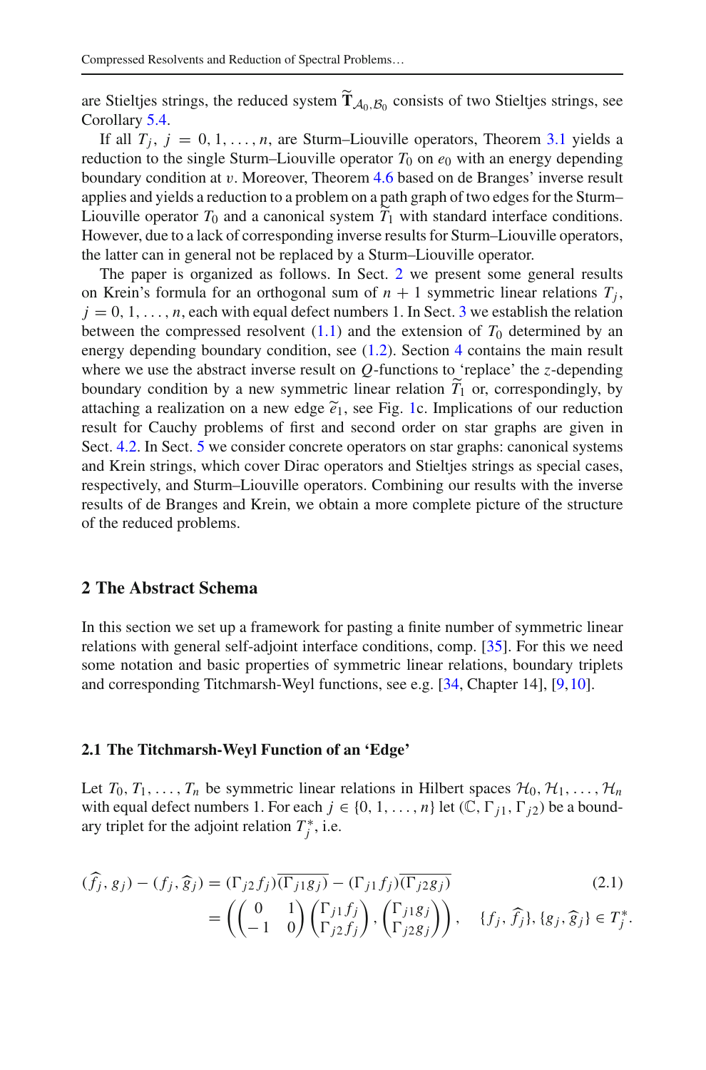are Stieltjes strings, the reduced system $\widetilde{\mathbf{T}}_{\mathcal{A}_0,\mathcal{B}_0}$ consists of two Stieltjes strings, see Corollary 5.4.

If all $T_j$, $j = 0, 1, \ldots, n$, are Sturm–Liouville operators, Theorem 3.1 yields a reduction to the single Sturm–Liouville operator $T_0$ on $e_0$ with an energy depending boundary condition at $v$. Moreover, Theorem 4.6 based on de Branges' inverse result applies and yields a reduction to a problem on a path graph of two edges for the Sturm–Liouville operator $T_0$ and a canonical system $\widetilde{T}_1$ with standard interface conditions. However, due to a lack of corresponding inverse results for Sturm–Liouville operators, the latter can in general not be replaced by a Sturm–Liouville operator.

The paper is organized as follows. In Sect. 2 we present some general results on Krein's formula for an orthogonal sum of $n+1$ symmetric linear relations $T_j$, $j = 0, 1, \ldots, n$, each with equal defect numbers 1. In Sect. 3 we establish the relation between the compressed resolvent (1.1) and the extension of $T_0$ determined by an energy depending boundary condition, see (1.2). Section 4 contains the main result where we use the abstract inverse result on $Q$-functions to 'replace' the $z$-depending boundary condition by a new symmetric linear relation $\widetilde{T}_1$ or, correspondingly, by attaching a realization on a new edge $\widetilde{e}_1$, see Fig. 1c. Implications of our reduction result for Cauchy problems of first and second order on star graphs are given in Sect. 4.2. In Sect. 5 we consider concrete operators on star graphs: canonical systems and Krein strings, which cover Dirac operators and Stieltjes strings as special cases, respectively, and Sturm–Liouville operators. Combining our results with the inverse results of de Branges and Krein, we obtain a more complete picture of the structure of the reduced problems.

## 2 The Abstract Schema

In this section we set up a framework for pasting a finite number of symmetric linear relations with general self-adjoint interface conditions, comp. [35]. For this we need some notation and basic properties of symmetric linear relations, boundary triplets and corresponding Titchmarsh-Weyl functions, see e.g. [34, Chapter 14], [9,10].

### 2.1 The Titchmarsh-Weyl Function of an 'Edge'

Let $T_0, T_1, \ldots, T_n$ be symmetric linear relations in Hilbert spaces $\mathcal{H}_0, \mathcal{H}_1, \ldots, \mathcal{H}_n$ with equal defect numbers 1. For each $j \in \{0, 1, \ldots, n\}$ let $(\mathbb{C}, \Gamma_{j1}, \Gamma_{j2})$ be a boundary triplet for the adjoint relation $T_j^*$, i.e.

$$
\begin{aligned}
(\widehat{f}_j, g_j) - (f_j, \widehat{g}_j) &= (\Gamma_{j2} f_j)\overline{(\Gamma_{j1} g_j)} - (\Gamma_{j1} f_j)\overline{(\Gamma_{j2} g_j)} \qquad (2.1)\\
&= \left( \begin{pmatrix} 0 & 1 \\ -1 & 0 \end{pmatrix} \begin{pmatrix} \Gamma_{j1} f_j \\ \Gamma_{j2} f_j \end{pmatrix}, \begin{pmatrix} \Gamma_{j1} g_j \\ \Gamma_{j2} g_j \end{pmatrix} \right), \quad \{f_j, \widehat{f}_j\}, \{g_j, \widehat{g}_j\} \in T_j^*.
\end{aligned}
$$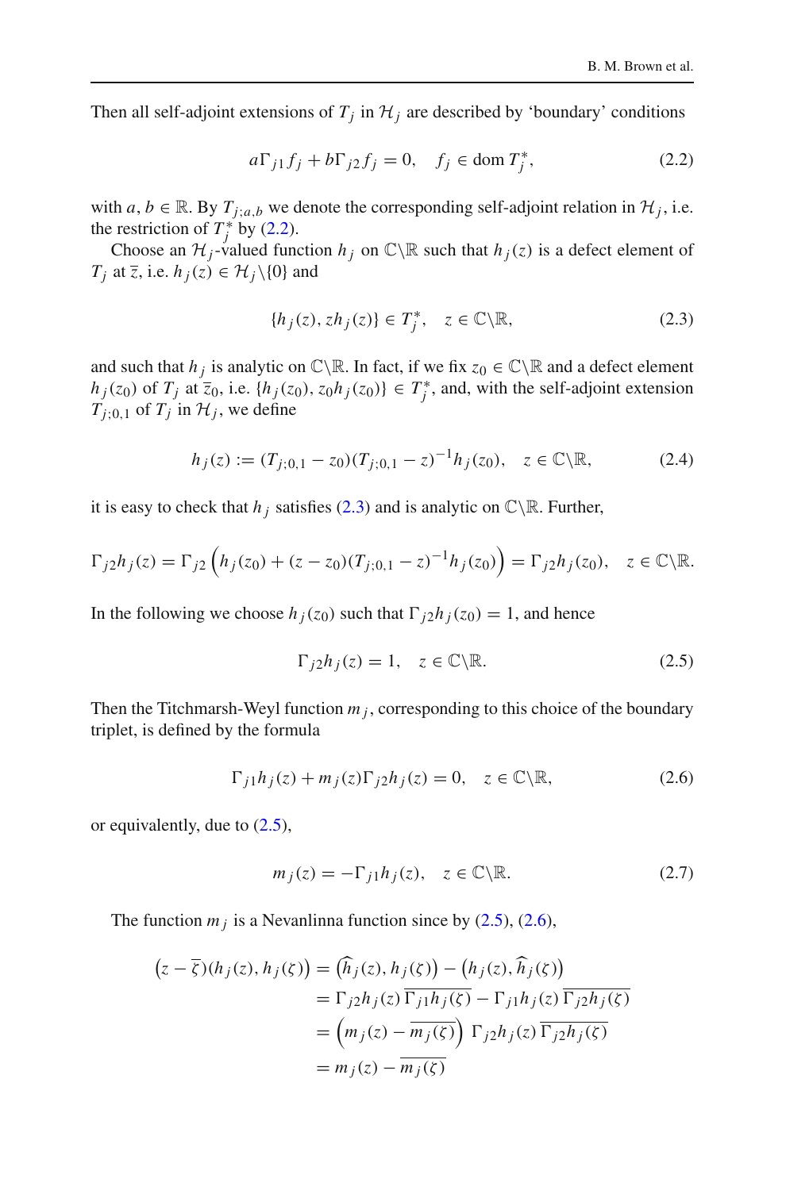Then all self-adjoint extensions of $T_j$ in $\mathcal{H}_j$ are described by 'boundary' conditions

$$a\Gamma_{j1} f_j + b\Gamma_{j2} f_j = 0, \quad f_j \in \operatorname{dom} T_j^*, \tag{2.2}$$

with $a, b \in \mathbb{R}$. By $T_{j;a,b}$ we denote the corresponding self-adjoint relation in $\mathcal{H}_j$, i.e. the restriction of $T_j^*$ by (2.2).

Choose an $\mathcal{H}_j$-valued function $h_j$ on $\mathbb{C}\backslash\mathbb{R}$ such that $h_j(z)$ is a defect element of $T_j$ at $\overline{z}$, i.e. $h_j(z) \in \mathcal{H}_j\backslash\{0\}$ and

$$\{h_j(z), zh_j(z)\} \in T_j^*, \quad z \in \mathbb{C}\backslash\mathbb{R}, \tag{2.3}$$

and such that $h_j$ is analytic on $\mathbb{C}\backslash\mathbb{R}$. In fact, if we fix $z_0 \in \mathbb{C}\backslash\mathbb{R}$ and a defect element $h_j(z_0)$ of $T_j$ at $\overline{z}_0$, i.e. $\{h_j(z_0), z_0 h_j(z_0)\} \in T_j^*$, and, with the self-adjoint extension $T_{j;0,1}$ of $T_j$ in $\mathcal{H}_j$, we define

$$h_j(z) := (T_{j;0,1} - z_0)(T_{j;0,1} - z)^{-1} h_j(z_0), \quad z \in \mathbb{C}\backslash\mathbb{R}, \tag{2.4}$$

it is easy to check that $h_j$ satisfies (2.3) and is analytic on $\mathbb{C}\backslash\mathbb{R}$. Further,

$$\Gamma_{j2} h_j(z) = \Gamma_{j2}\left(h_j(z_0) + (z - z_0)(T_{j;0,1} - z)^{-1} h_j(z_0)\right) = \Gamma_{j2} h_j(z_0), \quad z \in \mathbb{C}\backslash\mathbb{R}.$$

In the following we choose $h_j(z_0)$ such that $\Gamma_{j2} h_j(z_0) = 1$, and hence

$$\Gamma_{j2} h_j(z) = 1, \quad z \in \mathbb{C}\backslash\mathbb{R}. \tag{2.5}$$

Then the Titchmarsh-Weyl function $m_j$, corresponding to this choice of the boundary triplet, is defined by the formula

$$\Gamma_{j1} h_j(z) + m_j(z)\Gamma_{j2} h_j(z) = 0, \quad z \in \mathbb{C}\backslash\mathbb{R}, \tag{2.6}$$

or equivalently, due to (2.5),

$$m_j(z) = -\Gamma_{j1} h_j(z), \quad z \in \mathbb{C}\backslash\mathbb{R}. \tag{2.7}$$

The function $m_j$ is a Nevanlinna function since by (2.5), (2.6),

$$\begin{aligned}
\left(z - \overline{\zeta}\right)(h_j(z), h_j(\zeta)) &= \left(\widehat{h}_j(z), h_j(\zeta)\right) - \left(h_j(z), \widehat{h}_j(\zeta)\right) \\
&= \Gamma_{j2} h_j(z)\, \overline{\Gamma_{j1} h_j(\zeta)} - \Gamma_{j1} h_j(z)\, \overline{\Gamma_{j2} h_j(\zeta)} \\
&= \left(m_j(z) - \overline{m_j(\zeta)}\right) \Gamma_{j2} h_j(z)\, \overline{\Gamma_{j2} h_j(\zeta)} \\
&= m_j(z) - \overline{m_j(\zeta)}
\end{aligned}$$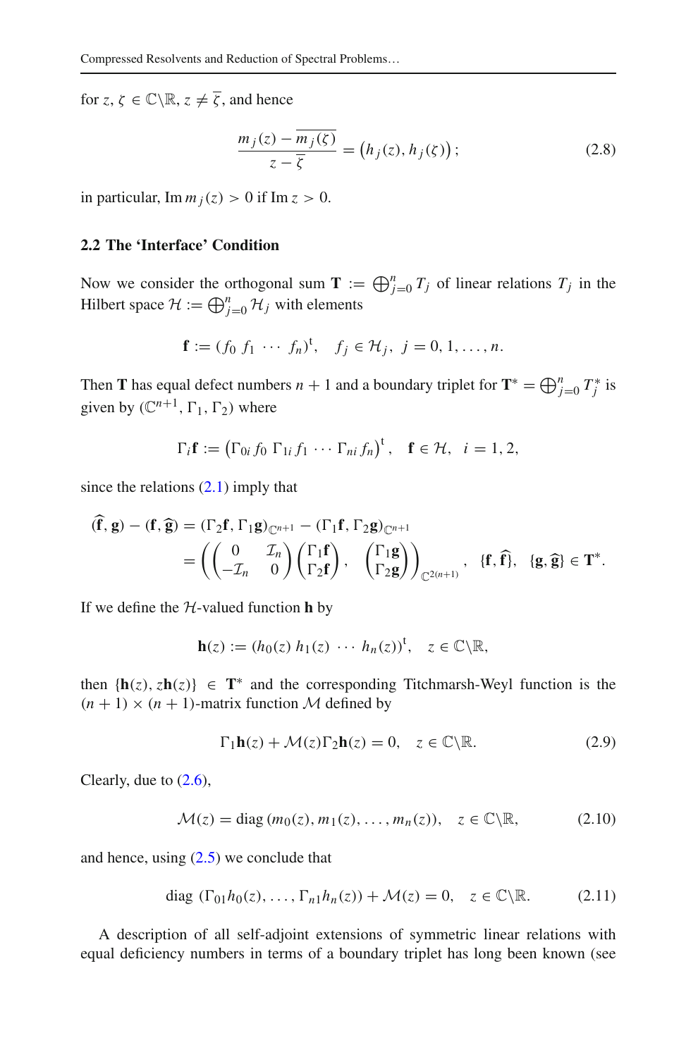for $z, \zeta \in \mathbb{C}\backslash\mathbb{R}$, $z \neq \overline{\zeta}$, and hence

$$\frac{m_j(z) - \overline{m_j(\zeta)}}{z - \overline{\zeta}} = \left(h_j(z), h_j(\zeta)\right); \tag{2.8}$$

in particular, $\operatorname{Im} m_j(z) > 0$ if $\operatorname{Im} z > 0$.

### 2.2 The 'Interface' Condition

Now we consider the orthogonal sum $\mathbf{T} := \bigoplus_{j=0}^{n} T_j$ of linear relations $T_j$ in the Hilbert space $\mathcal{H} := \bigoplus_{j=0}^{n} \mathcal{H}_j$ with elements

$$\mathbf{f} := (f_0\ f_1\ \cdots\ f_n)^{\mathrm{t}}, \quad f_j \in \mathcal{H}_j,\ j = 0, 1, \ldots, n.$$

Then $\mathbf{T}$ has equal defect numbers $n+1$ and a boundary triplet for $\mathbf{T}^* = \bigoplus_{j=0}^{n} T_j^*$ is given by $(\mathbb{C}^{n+1}, \Gamma_1, \Gamma_2)$ where

$$\Gamma_i \mathbf{f} := \left(\Gamma_{0i} f_0\ \Gamma_{1i} f_1\ \cdots\ \Gamma_{ni} f_n\right)^{\mathrm{t}}, \quad \mathbf{f} \in \mathcal{H},\ i = 1, 2,$$

since the relations (2.1) imply that

$$\begin{aligned}
(\widehat{\mathbf{f}}, \mathbf{g}) - (\mathbf{f}, \widehat{\mathbf{g}}) &= (\Gamma_2 \mathbf{f}, \Gamma_1 \mathbf{g})_{\mathbb{C}^{n+1}} - (\Gamma_1 \mathbf{f}, \Gamma_2 \mathbf{g})_{\mathbb{C}^{n+1}} \\
&= \left( \begin{pmatrix} 0 & \mathcal{I}_n \\ -\mathcal{I}_n & 0 \end{pmatrix} \begin{pmatrix} \Gamma_1 \mathbf{f} \\ \Gamma_2 \mathbf{f} \end{pmatrix}, \ \begin{pmatrix} \Gamma_1 \mathbf{g} \\ \Gamma_2 \mathbf{g} \end{pmatrix} \right)_{\mathbb{C}^{2(n+1)}}, \quad \{\mathbf{f}, \widehat{\mathbf{f}}\},\ \ \{\mathbf{g}, \widehat{\mathbf{g}}\} \in \mathbf{T}^*.
\end{aligned}$$

If we define the $\mathcal{H}$-valued function $\mathbf{h}$ by

$$\mathbf{h}(z) := (h_0(z)\ h_1(z)\ \cdots\ h_n(z))^{\mathrm{t}}, \quad z \in \mathbb{C}\backslash\mathbb{R},$$

then $\{\mathbf{h}(z), z\mathbf{h}(z)\} \in \mathbf{T}^*$ and the corresponding Titchmarsh-Weyl function is the $(n+1) \times (n+1)$-matrix function $\mathcal{M}$ defined by

$$\Gamma_1 \mathbf{h}(z) + \mathcal{M}(z) \Gamma_2 \mathbf{h}(z) = 0, \quad z \in \mathbb{C}\backslash\mathbb{R}. \tag{2.9}$$

Clearly, due to (2.6),

$$\mathcal{M}(z) = \operatorname{diag}\left(m_0(z), m_1(z), \ldots, m_n(z)\right), \quad z \in \mathbb{C}\backslash\mathbb{R}, \tag{2.10}$$

and hence, using (2.5) we conclude that

$$\operatorname{diag}\left(\Gamma_{01} h_0(z), \ldots, \Gamma_{n1} h_n(z)\right) + \mathcal{M}(z) = 0, \quad z \in \mathbb{C}\backslash\mathbb{R}. \tag{2.11}$$

A description of all self-adjoint extensions of symmetric linear relations with equal deficiency numbers in terms of a boundary triplet has long been known (see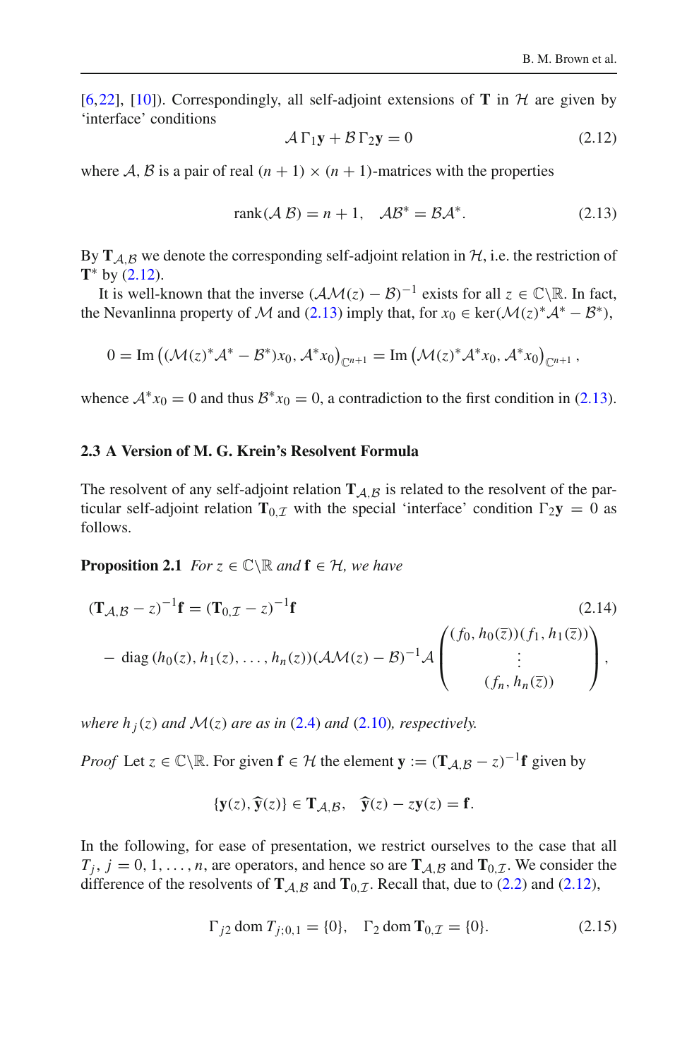[6,22], [10]). Correspondingly, all self-adjoint extensions of $\mathbf{T}$ in $\mathcal{H}$ are given by 'interface' conditions

$$\mathcal{A}\,\Gamma_1\mathbf{y} + \mathcal{B}\,\Gamma_2\mathbf{y} = 0 \tag{2.12}$$

where $\mathcal{A}, \mathcal{B}$ is a pair of real $(n+1)\times(n+1)$-matrices with the properties

$$\operatorname{rank}(\mathcal{A}\ \mathcal{B}) = n+1, \quad \mathcal{A}\mathcal{B}^* = \mathcal{B}\mathcal{A}^*. \tag{2.13}$$

By $\mathbf{T}_{\mathcal{A},\mathcal{B}}$ we denote the corresponding self-adjoint relation in $\mathcal{H}$, i.e. the restriction of $\mathbf{T}^*$ by (2.12).

It is well-known that the inverse $(\mathcal{A}\mathcal{M}(z)-\mathcal{B})^{-1}$ exists for all $z \in \mathbb{C}\backslash\mathbb{R}$. In fact, the Nevanlinna property of $\mathcal{M}$ and (2.13) imply that, for $x_0 \in \ker(\mathcal{M}(z)^*\mathcal{A}^* - \mathcal{B}^*)$,

$$0 = \operatorname{Im}\left((\mathcal{M}(z)^*\mathcal{A}^* - \mathcal{B}^*)x_0, \mathcal{A}^*x_0\right)_{\mathbb{C}^{n+1}} = \operatorname{Im}\left(\mathcal{M}(z)^*\mathcal{A}^*x_0, \mathcal{A}^*x_0\right)_{\mathbb{C}^{n+1}},$$

whence $\mathcal{A}^*x_0 = 0$ and thus $\mathcal{B}^*x_0 = 0$, a contradiction to the first condition in (2.13).

### 2.3 A Version of M. G. Krein's Resolvent Formula

The resolvent of any self-adjoint relation $\mathbf{T}_{\mathcal{A},\mathcal{B}}$ is related to the resolvent of the particular self-adjoint relation $\mathbf{T}_{0,\mathcal{I}}$ with the special 'interface' condition $\Gamma_2\mathbf{y} = 0$ as follows.

**Proposition 2.1** *For $z \in \mathbb{C}\backslash\mathbb{R}$ and $\mathbf{f} \in \mathcal{H}$, we have*

$$\begin{aligned}
(\mathbf{T}_{\mathcal{A},\mathcal{B}} - z)^{-1}\mathbf{f} &= (\mathbf{T}_{0,\mathcal{I}} - z)^{-1}\mathbf{f} \\
&\quad - \operatorname{diag}(h_0(z), h_1(z), \ldots, h_n(z))(\mathcal{A}\mathcal{M}(z) - \mathcal{B})^{-1}\mathcal{A}\begin{pmatrix} (f_0, h_0(\overline{z}))(f_1, h_1(\overline{z})) \\ \vdots \\ (f_n, h_n(\overline{z})) \end{pmatrix},
\end{aligned} \tag{2.14}$$

*where $h_j(z)$ and $\mathcal{M}(z)$ are as in (2.4) and (2.10), respectively.*

*Proof* Let $z \in \mathbb{C}\backslash\mathbb{R}$. For given $\mathbf{f} \in \mathcal{H}$ the element $\mathbf{y} := (\mathbf{T}_{\mathcal{A},\mathcal{B}} - z)^{-1}\mathbf{f}$ given by

$$\{\mathbf{y}(z), \widehat{\mathbf{y}}(z)\} \in \mathbf{T}_{\mathcal{A},\mathcal{B}}, \quad \widehat{\mathbf{y}}(z) - z\mathbf{y}(z) = \mathbf{f}.$$

In the following, for ease of presentation, we restrict ourselves to the case that all $T_j$, $j = 0, 1, \ldots, n$, are operators, and hence so are $\mathbf{T}_{\mathcal{A},\mathcal{B}}$ and $\mathbf{T}_{0,\mathcal{I}}$. We consider the difference of the resolvents of $\mathbf{T}_{\mathcal{A},\mathcal{B}}$ and $\mathbf{T}_{0,\mathcal{I}}$. Recall that, due to (2.2) and (2.12),

$$\Gamma_{j2}\operatorname{dom} T_{j;0,1} = \{0\}, \quad \Gamma_2\operatorname{dom}\mathbf{T}_{0,\mathcal{I}} = \{0\}. \tag{2.15}$$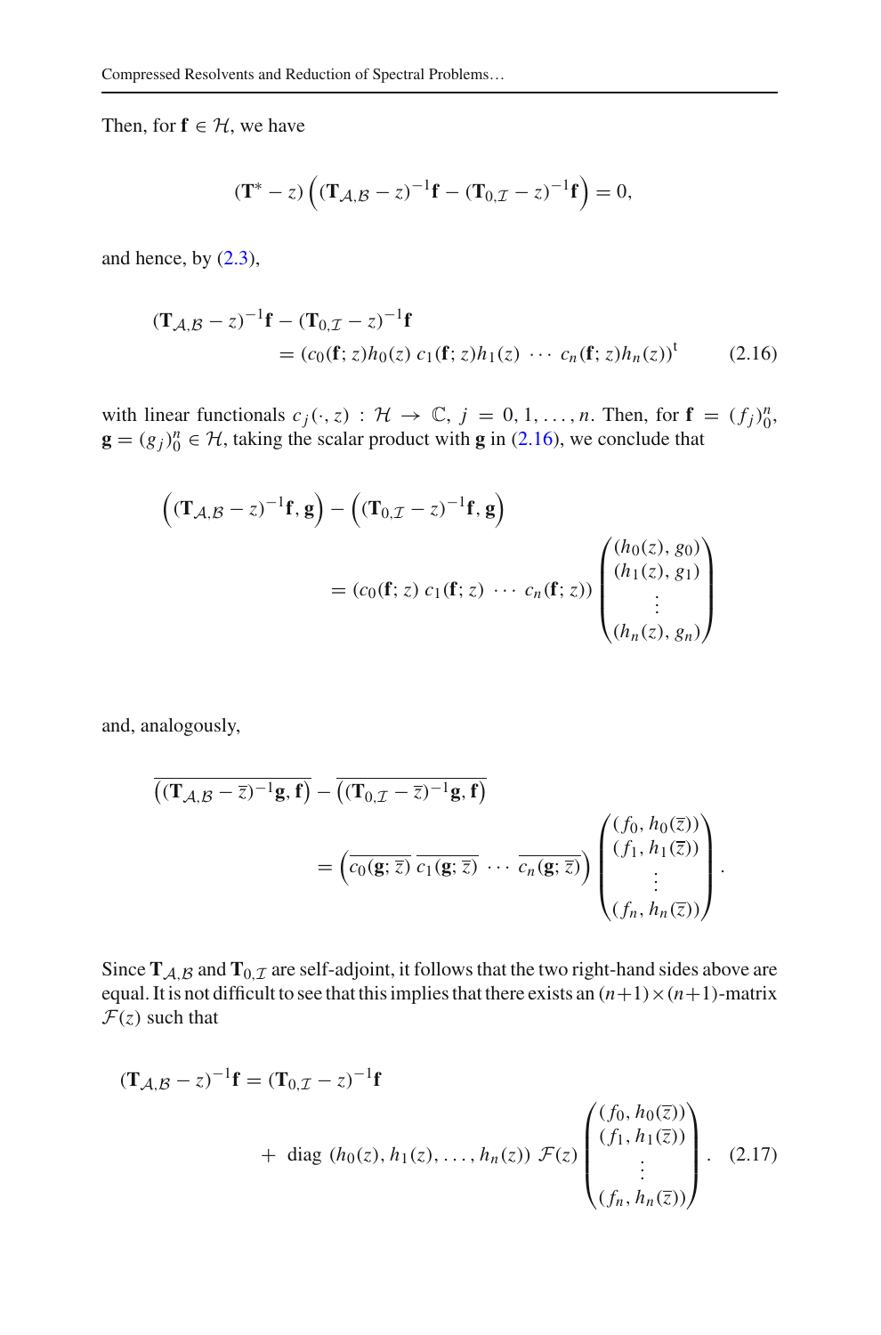Then, for $\mathbf{f} \in \mathcal{H}$, we have

$$(\mathbf{T}^* - z)\left((\mathbf{T}_{\mathcal{A},\mathcal{B}} - z)^{-1}\mathbf{f} - (\mathbf{T}_{0,\mathcal{I}} - z)^{-1}\mathbf{f}\right) = 0,$$

and hence, by (2.3),

$$\begin{aligned}(\mathbf{T}_{\mathcal{A},\mathcal{B}} - z)^{-1}\mathbf{f} &- (\mathbf{T}_{0,\mathcal{I}} - z)^{-1}\mathbf{f} \\ &= (c_0(\mathbf{f}; z)h_0(z)\; c_1(\mathbf{f}; z)h_1(z)\; \cdots\; c_n(\mathbf{f}; z)h_n(z))^{\mathrm{t}} \qquad (2.16)\end{aligned}$$

with linear functionals $c_j(\cdot, z) : \mathcal{H} \to \mathbb{C}$, $j = 0, 1, \ldots, n$. Then, for $\mathbf{f} = (f_j)_0^n$, $\mathbf{g} = (g_j)_0^n \in \mathcal{H}$, taking the scalar product with $\mathbf{g}$ in (2.16), we conclude that

$$\begin{aligned}\left((\mathbf{T}_{\mathcal{A},\mathcal{B}} - z)^{-1}\mathbf{f}, \mathbf{g}\right) &- \left((\mathbf{T}_{0,\mathcal{I}} - z)^{-1}\mathbf{f}, \mathbf{g}\right) \\ &= (c_0(\mathbf{f}; z)\; c_1(\mathbf{f}; z)\; \cdots\; c_n(\mathbf{f}; z)) \begin{pmatrix} (h_0(z), g_0) \\ (h_1(z), g_1) \\ \vdots \\ (h_n(z), g_n) \end{pmatrix}\end{aligned}$$

and, analogously,

$$\begin{aligned}\overline{\left((\mathbf{T}_{\mathcal{A},\mathcal{B}} - \overline{z})^{-1}\mathbf{g}, \mathbf{f}\right)} &- \overline{\left((\mathbf{T}_{0,\mathcal{I}} - \overline{z})^{-1}\mathbf{g}, \mathbf{f}\right)} \\ &= \left(\overline{c_0(\mathbf{g}; \overline{z})}\; \overline{c_1(\mathbf{g}; \overline{z})}\; \cdots\; \overline{c_n(\mathbf{g}; \overline{z})}\right) \begin{pmatrix} (f_0, h_0(\overline{z})) \\ (f_1, h_1(\overline{z})) \\ \vdots \\ (f_n, h_n(\overline{z})) \end{pmatrix}.\end{aligned}$$

Since $\mathbf{T}_{\mathcal{A},\mathcal{B}}$ and $\mathbf{T}_{0,\mathcal{I}}$ are self-adjoint, it follows that the two right-hand sides above are equal. It is not difficult to see that this implies that there exists an $(n+1)\times(n+1)$-matrix $\mathcal{F}(z)$ such that

$$\begin{aligned}(\mathbf{T}_{\mathcal{A},\mathcal{B}} - z)^{-1}\mathbf{f} &= (\mathbf{T}_{0,\mathcal{I}} - z)^{-1}\mathbf{f} \\ &\quad + \operatorname{diag}\,(h_0(z), h_1(z), \ldots, h_n(z))\; \mathcal{F}(z) \begin{pmatrix} (f_0, h_0(\overline{z})) \\ (f_1, h_1(\overline{z})) \\ \vdots \\ (f_n, h_n(\overline{z})) \end{pmatrix}. \qquad (2.17)\end{aligned}$$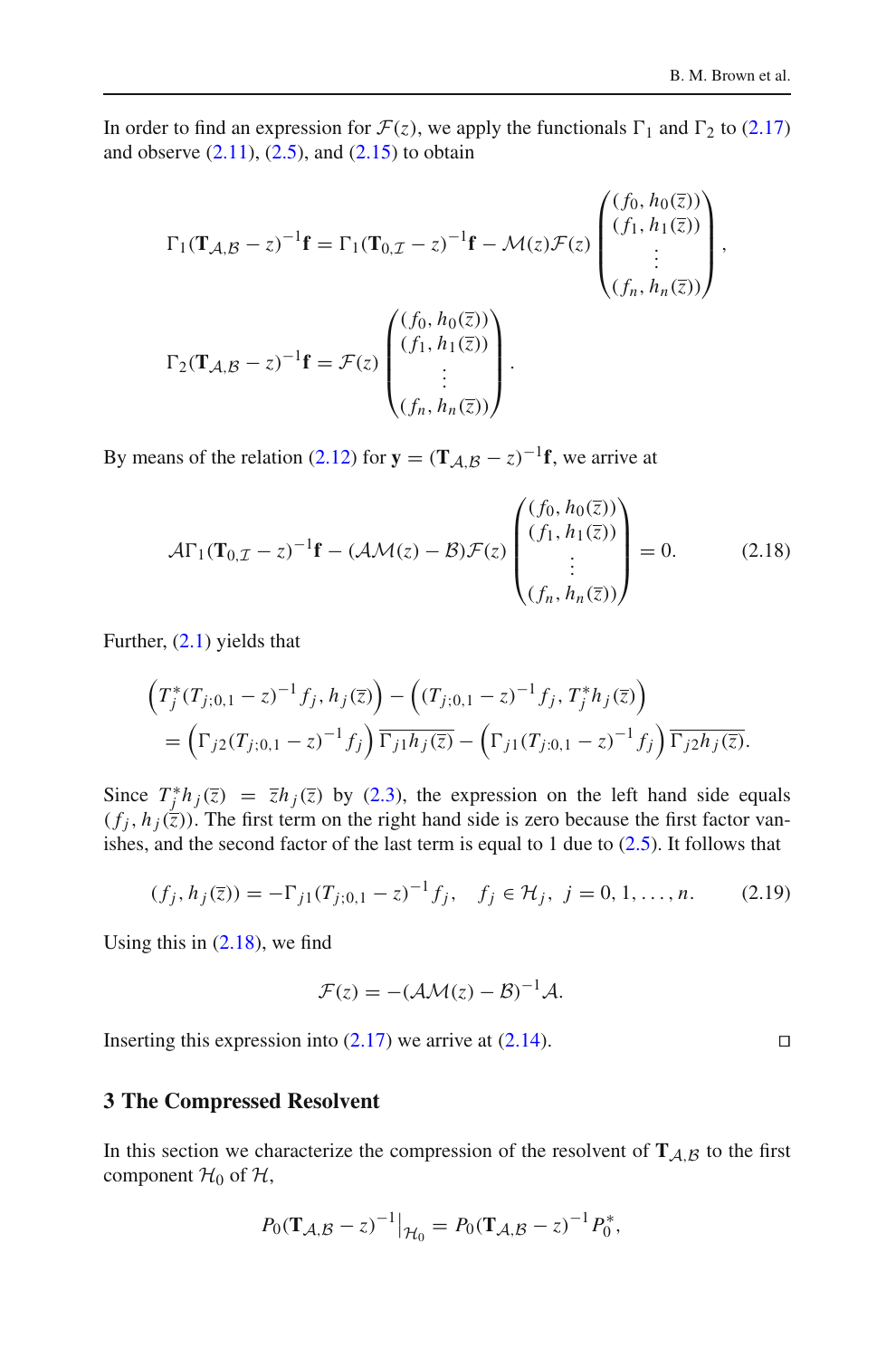In order to find an expression for $\mathcal{F}(z)$, we apply the functionals $\Gamma_1$ and $\Gamma_2$ to (2.17) and observe (2.11), (2.5), and (2.15) to obtain

$$\Gamma_1(\mathbf{T}_{\mathcal{A},\mathcal{B}} - z)^{-1}\mathbf{f} = \Gamma_1(\mathbf{T}_{0,\mathcal{I}} - z)^{-1}\mathbf{f} - \mathcal{M}(z)\mathcal{F}(z)\begin{pmatrix}(f_0, h_0(\overline{z}))\\(f_1, h_1(\overline{z}))\\\vdots\\(f_n, h_n(\overline{z}))\end{pmatrix},$$

$$\Gamma_2(\mathbf{T}_{\mathcal{A},\mathcal{B}} - z)^{-1}\mathbf{f} = \mathcal{F}(z)\begin{pmatrix}(f_0, h_0(\overline{z}))\\(f_1, h_1(\overline{z}))\\\vdots\\(f_n, h_n(\overline{z}))\end{pmatrix}.$$

By means of the relation (2.12) for $\mathbf{y} = (\mathbf{T}_{\mathcal{A},\mathcal{B}} - z)^{-1}\mathbf{f}$, we arrive at

$$\mathcal{A}\Gamma_1(\mathbf{T}_{0,\mathcal{I}} - z)^{-1}\mathbf{f} - (\mathcal{A}\mathcal{M}(z) - \mathcal{B})\mathcal{F}(z)\begin{pmatrix}(f_0, h_0(\overline{z}))\\(f_1, h_1(\overline{z}))\\\vdots\\(f_n, h_n(\overline{z}))\end{pmatrix} = 0. \tag{2.18}$$

Further, (2.1) yields that

$$\begin{aligned}&\Big(T_j^*(T_{j;0,1} - z)^{-1}f_j, h_j(\overline{z})\Big) - \Big((T_{j;0,1} - z)^{-1}f_j, T_j^* h_j(\overline{z})\Big)\\&= \Big(\Gamma_{j2}(T_{j;0,1} - z)^{-1}f_j\Big)\overline{\Gamma_{j1}h_j(\overline{z})} - \Big(\Gamma_{j1}(T_{j;0,1} - z)^{-1}f_j\Big)\overline{\Gamma_{j2}h_j(\overline{z})}.\end{aligned}$$

Since $T_j^* h_j(\overline{z}) = \overline{z}h_j(\overline{z})$ by (2.3), the expression on the left hand side equals $(f_j, h_j(\overline{z}))$. The first term on the right hand side is zero because the first factor vanishes, and the second factor of the last term is equal to 1 due to (2.5). It follows that

$$(f_j, h_j(\overline{z})) = -\Gamma_{j1}(T_{j;0,1} - z)^{-1}f_j, \quad f_j \in \mathcal{H}_j,\ j = 0, 1, \ldots, n. \tag{2.19}$$

Using this in (2.18), we find

$$\mathcal{F}(z) = -(\mathcal{A}\mathcal{M}(z) - \mathcal{B})^{-1}\mathcal{A}.$$

Inserting this expression into (2.17) we arrive at (2.14). $\square$

## 3 The Compressed Resolvent

In this section we characterize the compression of the resolvent of $\mathbf{T}_{\mathcal{A},\mathcal{B}}$ to the first component $\mathcal{H}_0$ of $\mathcal{H}$,

$$P_0(\mathbf{T}_{\mathcal{A},\mathcal{B}} - z)^{-1}\big|_{\mathcal{H}_0} = P_0(\mathbf{T}_{\mathcal{A},\mathcal{B}} - z)^{-1}P_0^*,$$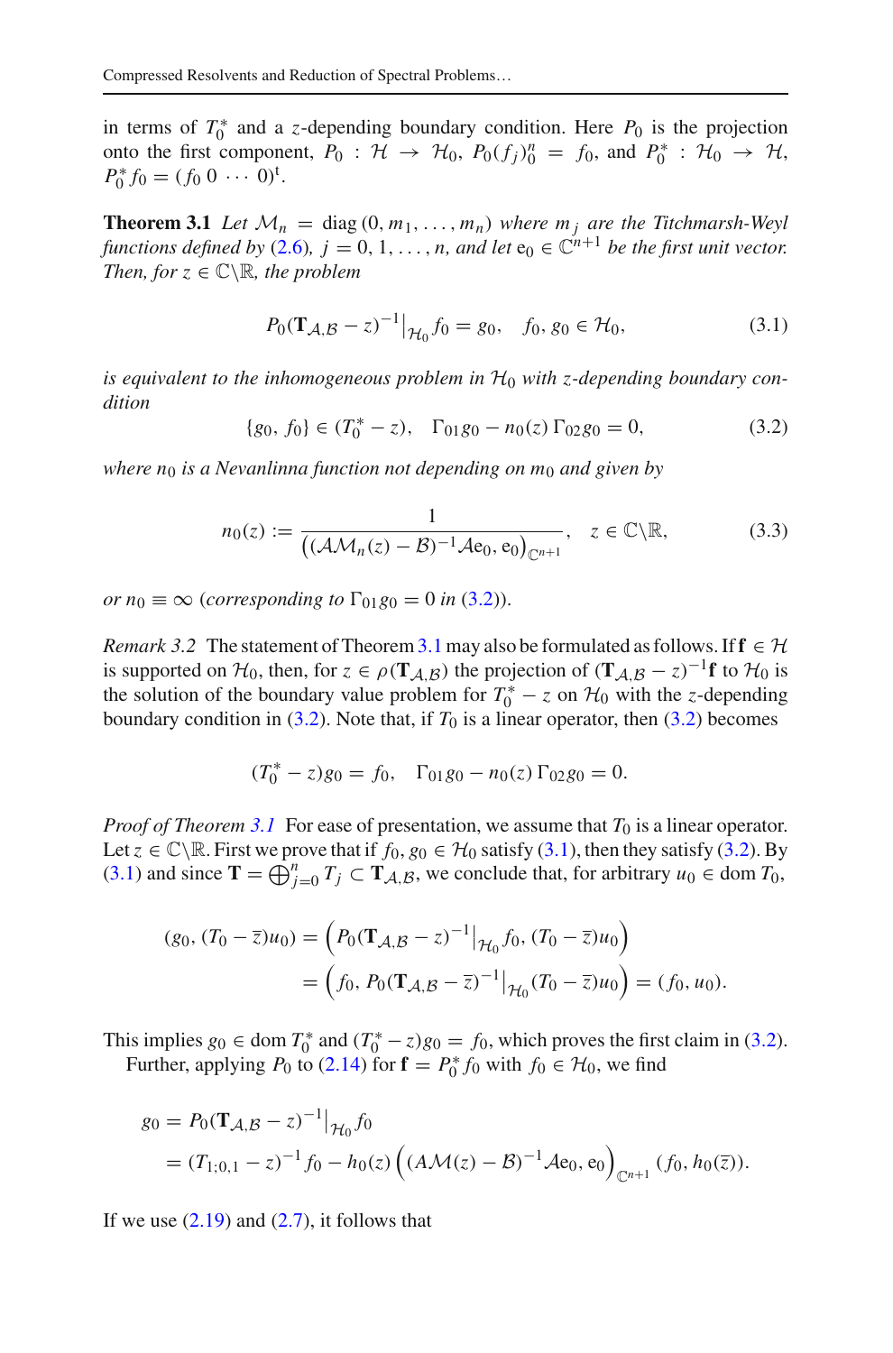in terms of $T_0^*$ and a $z$-depending boundary condition. Here $P_0$ is the projection onto the first component, $P_0 : \mathcal{H} \to \mathcal{H}_0$, $P_0(f_j)_0^n = f_0$, and $P_0^* : \mathcal{H}_0 \to \mathcal{H}$, $P_0^* f_0 = (f_0\ 0\ \cdots\ 0)^{\mathrm{t}}$.

**Theorem 3.1** *Let $\mathcal{M}_n = \operatorname{diag}(0, m_1, \ldots, m_n)$ where $m_j$ are the Titchmarsh-Weyl functions defined by (2.6), $j = 0, 1, \ldots, n$, and let $\mathrm{e}_0 \in \mathbb{C}^{n+1}$ be the first unit vector. Then, for $z \in \mathbb{C}\backslash\mathbb{R}$, the problem*

$$P_0(\mathbf{T}_{\mathcal{A},\mathcal{B}} - z)^{-1}\big|_{\mathcal{H}_0} f_0 = g_0, \quad f_0, g_0 \in \mathcal{H}_0, \tag{3.1}$$

*is equivalent to the inhomogeneous problem in $\mathcal{H}_0$ with $z$-depending boundary condition*

$$\{g_0, f_0\} \in (T_0^* - z), \quad \Gamma_{01} g_0 - n_0(z)\, \Gamma_{02} g_0 = 0, \tag{3.2}$$

*where $n_0$ is a Nevanlinna function not depending on $m_0$ and given by*

$$n_0(z) := \frac{1}{\big((\mathcal{A}\mathcal{M}_n(z) - \mathcal{B})^{-1}\mathcal{A}\mathrm{e}_0, \mathrm{e}_0\big)_{\mathbb{C}^{n+1}}}, \quad z \in \mathbb{C}\backslash\mathbb{R}, \tag{3.3}$$

*or $n_0 \equiv \infty$ (corresponding to $\Gamma_{01} g_0 = 0$ in (3.2)).*

*Remark 3.2* The statement of Theorem 3.1 may also be formulated as follows. If $\mathbf{f} \in \mathcal{H}$ is supported on $\mathcal{H}_0$, then, for $z \in \rho(\mathbf{T}_{\mathcal{A},\mathcal{B}})$ the projection of $(\mathbf{T}_{\mathcal{A},\mathcal{B}} - z)^{-1}\mathbf{f}$ to $\mathcal{H}_0$ is the solution of the boundary value problem for $T_0^* - z$ on $\mathcal{H}_0$ with the $z$-depending boundary condition in (3.2). Note that, if $T_0$ is a linear operator, then (3.2) becomes

$$(T_0^* - z) g_0 = f_0, \quad \Gamma_{01} g_0 - n_0(z)\, \Gamma_{02} g_0 = 0.$$

*Proof of Theorem 3.1* For ease of presentation, we assume that $T_0$ is a linear operator. Let $z \in \mathbb{C}\backslash\mathbb{R}$. First we prove that if $f_0, g_0 \in \mathcal{H}_0$ satisfy (3.1), then they satisfy (3.2). By (3.1) and since $\mathbf{T} = \bigoplus_{j=0}^n T_j \subset \mathbf{T}_{\mathcal{A},\mathcal{B}}$, we conclude that, for arbitrary $u_0 \in \operatorname{dom} T_0$,

$$\begin{aligned}
(g_0, (T_0 - \overline{z})u_0) &= \left(P_0(\mathbf{T}_{\mathcal{A},\mathcal{B}} - z)^{-1}\big|_{\mathcal{H}_0} f_0, (T_0 - \overline{z})u_0\right) \\
&= \left(f_0, P_0(\mathbf{T}_{\mathcal{A},\mathcal{B}} - \overline{z})^{-1}\big|_{\mathcal{H}_0} (T_0 - \overline{z})u_0\right) = (f_0, u_0).
\end{aligned}$$

This implies $g_0 \in \operatorname{dom} T_0^*$ and $(T_0^* - z) g_0 = f_0$, which proves the first claim in (3.2).

Further, applying $P_0$ to (2.14) for $\mathbf{f} = P_0^* f_0$ with $f_0 \in \mathcal{H}_0$, we find

$$\begin{aligned}
g_0 &= P_0(\mathbf{T}_{\mathcal{A},\mathcal{B}} - z)^{-1}\big|_{\mathcal{H}_0} f_0 \\
&= (T_{1;0,1} - z)^{-1} f_0 - h_0(z)\left((\mathcal{A}\mathcal{M}(z) - \mathcal{B})^{-1}\mathcal{A}\mathrm{e}_0, \mathrm{e}_0\right)_{\mathbb{C}^{n+1}} (f_0, h_0(\overline{z})).
\end{aligned}$$

If we use (2.19) and (2.7), it follows that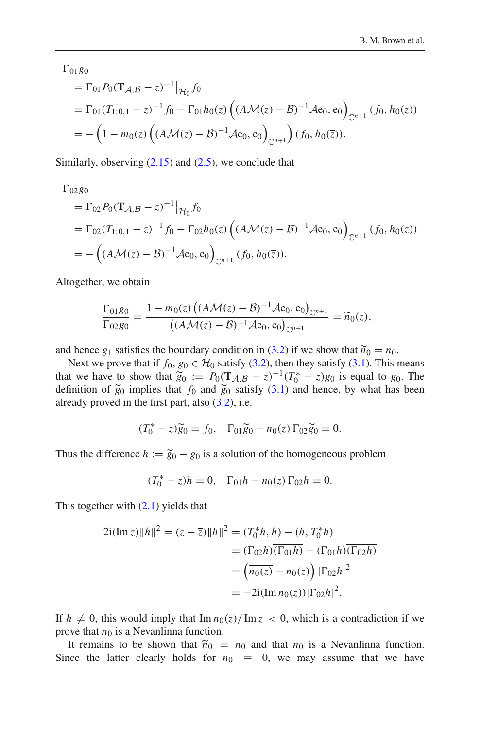$$
\begin{aligned}
&\Gamma_{01} g_0 \\
&= \Gamma_{01} P_0 (\mathbf{T}_{\mathcal{A},\mathcal{B}} - z)^{-1}\big|_{\mathcal{H}_0} f_0 \\
&= \Gamma_{01} (T_{1;0,1} - z)^{-1} f_0 - \Gamma_{01} h_0(z) \left( (\mathcal{A}\mathcal{M}(z) - \mathcal{B})^{-1} \mathcal{A} \mathrm{e}_0, \mathrm{e}_0 \right)_{\mathbb{C}^{n+1}} (f_0, h_0(\overline{z})) \\
&= - \left( 1 - m_0(z) \left( (\mathcal{A}\mathcal{M}(z) - \mathcal{B})^{-1} \mathcal{A} \mathrm{e}_0, \mathrm{e}_0 \right)_{\mathbb{C}^{n+1}} \right) (f_0, h_0(\overline{z})).
\end{aligned}
$$

Similarly, observing (2.15) and (2.5), we conclude that

$$
\begin{aligned}
&\Gamma_{02} g_0 \\
&= \Gamma_{02} P_0 (\mathbf{T}_{\mathcal{A},\mathcal{B}} - z)^{-1}\big|_{\mathcal{H}_0} f_0 \\
&= \Gamma_{02} (T_{1;0,1} - z)^{-1} f_0 - \Gamma_{02} h_0(z) \left( (\mathcal{A}\mathcal{M}(z) - \mathcal{B})^{-1} \mathcal{A} \mathrm{e}_0, \mathrm{e}_0 \right)_{\mathbb{C}^{n+1}} (f_0, h_0(\overline{z})) \\
&= - \left( (\mathcal{A}\mathcal{M}(z) - \mathcal{B})^{-1} \mathcal{A} \mathrm{e}_0, \mathrm{e}_0 \right)_{\mathbb{C}^{n+1}} (f_0, h_0(\overline{z})).
\end{aligned}
$$

Altogether, we obtain

$$
\frac{\Gamma_{01} g_0}{\Gamma_{02} g_0} = \frac{1 - m_0(z) \left( (\mathcal{A}\mathcal{M}(z) - \mathcal{B})^{-1} \mathcal{A} \mathrm{e}_0, \mathrm{e}_0 \right)_{\mathbb{C}^{n+1}}}{\left( (\mathcal{A}\mathcal{M}(z) - \mathcal{B})^{-1} \mathcal{A} \mathrm{e}_0, \mathrm{e}_0 \right)_{\mathbb{C}^{n+1}}} = \widetilde{n}_0(z),
$$

and hence $g_1$ satisfies the boundary condition in (3.2) if we show that $\widetilde{n}_0 = n_0$.

Next we prove that if $f_0, g_0 \in \mathcal{H}_0$ satisfy (3.2), then they satisfy (3.1). This means that we have to show that $\widetilde{g}_0 := P_0(\mathbf{T}_{\mathcal{A},\mathcal{B}} - z)^{-1}(T_0^* - z) g_0$ is equal to $g_0$. The definition of $\widetilde{g}_0$ implies that $f_0$ and $\widetilde{g}_0$ satisfy (3.1) and hence, by what has been already proved in the first part, also (3.2), i.e.

$$
(T_0^* - z)\widetilde{g}_0 = f_0, \quad \Gamma_{01} \widetilde{g}_0 - n_0(z)\, \Gamma_{02} \widetilde{g}_0 = 0.
$$

Thus the difference $h := \widetilde{g}_0 - g_0$ is a solution of the homogeneous problem

$$
(T_0^* - z) h = 0, \quad \Gamma_{01} h - n_0(z)\, \Gamma_{02} h = 0.
$$

This together with (2.1) yields that

$$
\begin{aligned}
2\mathrm{i}(\operatorname{Im} z)\|h\|^2 = (z - \overline{z})\|h\|^2 &= (T_0^* h, h) - (h, T_0^* h) \\
&= (\Gamma_{02} h)\overline{(\Gamma_{01} h)} - (\Gamma_{01} h)\overline{(\Gamma_{02} h)} \\
&= \left( \overline{n_0(z)} - n_0(z) \right) |\Gamma_{02} h|^2 \\
&= -2\mathrm{i}(\operatorname{Im} n_0(z)) |\Gamma_{02} h|^2.
\end{aligned}
$$

If $h \neq 0$, this would imply that $\operatorname{Im} n_0(z) / \operatorname{Im} z < 0$, which is a contradiction if we prove that $n_0$ is a Nevanlinna function.

It remains to be shown that $\widetilde{n}_0 = n_0$ and that $n_0$ is a Nevanlinna function. Since the latter clearly holds for $n_0 \equiv 0$, we may assume that we have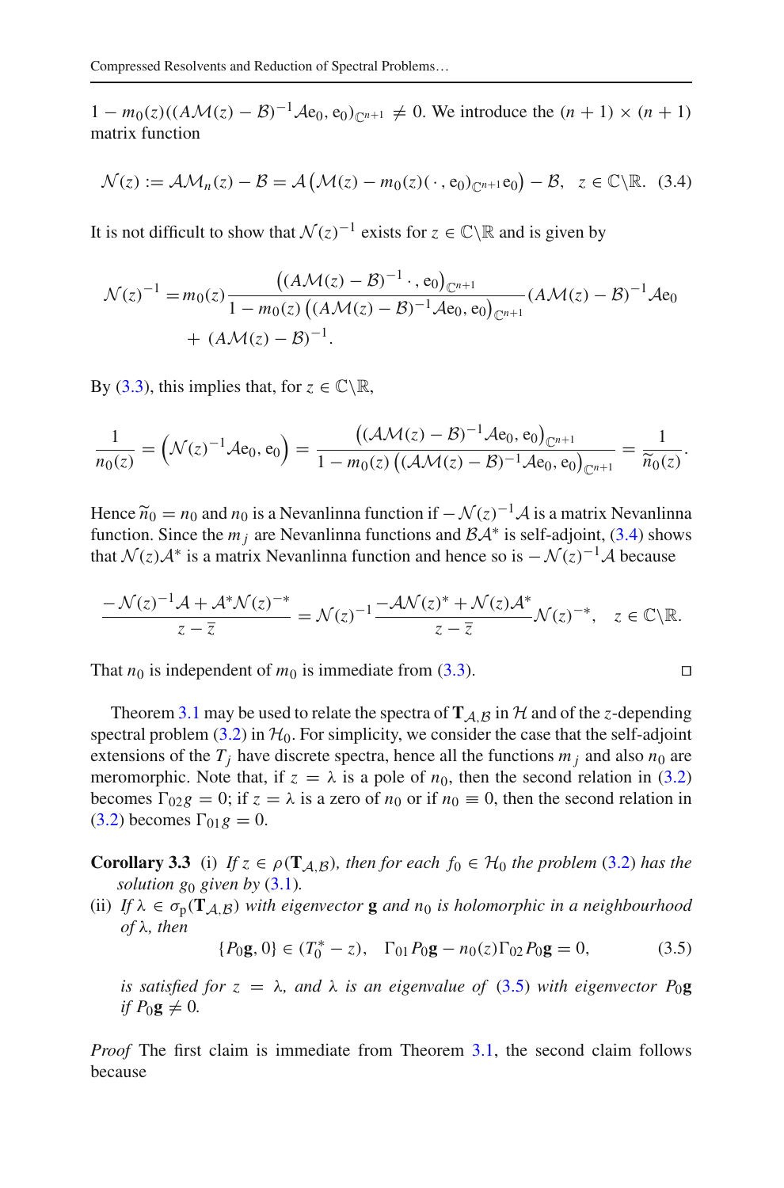$1 - m_0(z)((\mathcal{A}\mathcal{M}(z) - \mathcal{B})^{-1}\mathcal{A}\mathrm{e}_0, \mathrm{e}_0)_{\mathbb{C}^{n+1}} \neq 0$. We introduce the $(n+1) \times (n+1)$ matrix function

$$\mathcal{N}(z) := \mathcal{A}\mathcal{M}_n(z) - \mathcal{B} = \mathcal{A}\left(\mathcal{M}(z) - m_0(z)(\,\cdot\,, \mathrm{e}_0)_{\mathbb{C}^{n+1}}\mathrm{e}_0\right) - \mathcal{B}, \quad z \in \mathbb{C}\backslash\mathbb{R}. \tag{3.4}$$

It is not difficult to show that $\mathcal{N}(z)^{-1}$ exists for $z \in \mathbb{C}\backslash\mathbb{R}$ and is given by

$$\begin{aligned}\mathcal{N}(z)^{-1} =\,& m_0(z)\frac{\left((\mathcal{A}\mathcal{M}(z) - \mathcal{B})^{-1}\,\cdot\,, \mathrm{e}_0\right)_{\mathbb{C}^{n+1}}}{1 - m_0(z)\left((\mathcal{A}\mathcal{M}(z) - \mathcal{B})^{-1}\mathcal{A}\mathrm{e}_0, \mathrm{e}_0\right)_{\mathbb{C}^{n+1}}}(\mathcal{A}\mathcal{M}(z) - \mathcal{B})^{-1}\mathcal{A}\mathrm{e}_0\\ &+ (\mathcal{A}\mathcal{M}(z) - \mathcal{B})^{-1}.\end{aligned}$$

By (3.3), this implies that, for $z \in \mathbb{C}\backslash\mathbb{R}$,

$$\frac{1}{n_0(z)} = \left(\mathcal{N}(z)^{-1}\mathcal{A}\mathrm{e}_0, \mathrm{e}_0\right) = \frac{\left((\mathcal{A}\mathcal{M}(z) - \mathcal{B})^{-1}\mathcal{A}\mathrm{e}_0, \mathrm{e}_0\right)_{\mathbb{C}^{n+1}}}{1 - m_0(z)\left((\mathcal{A}\mathcal{M}(z) - \mathcal{B})^{-1}\mathcal{A}\mathrm{e}_0, \mathrm{e}_0\right)_{\mathbb{C}^{n+1}}} = \frac{1}{\widetilde{n}_0(z)}.$$

Hence $\widetilde{n}_0 = n_0$ and $n_0$ is a Nevanlinna function if $-\mathcal{N}(z)^{-1}\mathcal{A}$ is a matrix Nevanlinna function. Since the $m_j$ are Nevanlinna functions and $\mathcal{B}\mathcal{A}^*$ is self-adjoint, (3.4) shows that $\mathcal{N}(z)\mathcal{A}^*$ is a matrix Nevanlinna function and hence so is $-\mathcal{N}(z)^{-1}\mathcal{A}$ because

$$\frac{-\mathcal{N}(z)^{-1}\mathcal{A} + \mathcal{A}^*\mathcal{N}(z)^{-*}}{z - \overline{z}} = \mathcal{N}(z)^{-1}\frac{-\mathcal{A}\mathcal{N}(z)^* + \mathcal{N}(z)\mathcal{A}^*}{z - \overline{z}}\mathcal{N}(z)^{-*}, \quad z \in \mathbb{C}\backslash\mathbb{R}.$$

That $n_0$ is independent of $m_0$ is immediate from (3.3). □

Theorem 3.1 may be used to relate the spectra of $\mathbf{T}_{\mathcal{A},\mathcal{B}}$ in $\mathcal{H}$ and of the $z$-depending spectral problem (3.2) in $\mathcal{H}_0$. For simplicity, we consider the case that the self-adjoint extensions of the $T_j$ have discrete spectra, hence all the functions $m_j$ and also $n_0$ are meromorphic. Note that, if $z = \lambda$ is a pole of $n_0$, then the second relation in (3.2) becomes $\Gamma_{02}g = 0$; if $z = \lambda$ is a zero of $n_0$ or if $n_0 \equiv 0$, then the second relation in (3.2) becomes $\Gamma_{01}g = 0$.

**Corollary 3.3** (i) *If $z \in \rho(\mathbf{T}_{\mathcal{A},\mathcal{B}})$, then for each $f_0 \in \mathcal{H}_0$ the problem (3.2) has the solution $g_0$ given by (3.1).*

(ii) *If $\lambda \in \sigma_{\mathrm{p}}(\mathbf{T}_{\mathcal{A},\mathcal{B}})$ with eigenvector $\mathbf{g}$ and $n_0$ is holomorphic in a neighbourhood of $\lambda$, then*

$$\{P_0\mathbf{g}, 0\} \in (T_0^* - z), \quad \Gamma_{01}P_0\mathbf{g} - n_0(z)\Gamma_{02}P_0\mathbf{g} = 0, \tag{3.5}$$

*is satisfied for $z = \lambda$, and $\lambda$ is an eigenvalue of (3.5) with eigenvector $P_0\mathbf{g}$ if $P_0\mathbf{g} \neq 0$.*

*Proof* The first claim is immediate from Theorem 3.1, the second claim follows because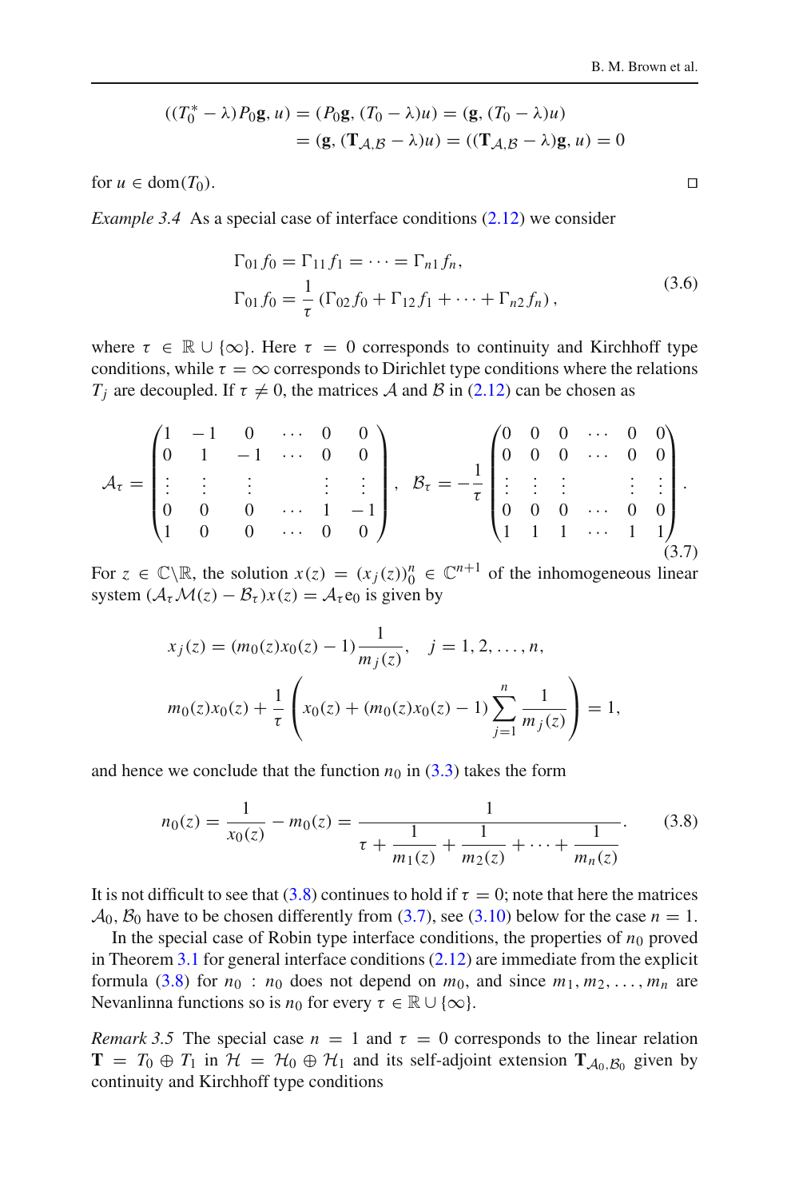$$
\begin{aligned}
((T_0^* - \lambda)P_0\mathbf{g}, u) &= (P_0\mathbf{g}, (T_0 - \lambda)u) = (\mathbf{g}, (T_0 - \lambda)u) \\
&= (\mathbf{g}, (\mathbf{T}_{\mathcal{A},\mathcal{B}} - \lambda)u) = ((\mathbf{T}_{\mathcal{A},\mathcal{B}} - \lambda)\mathbf{g}, u) = 0
\end{aligned}
$$

for $u \in \operatorname{dom}(T_0)$. □

*Example 3.4* As a special case of interface conditions (2.12) we consider

$$
\begin{aligned}
\Gamma_{01} f_0 &= \Gamma_{11} f_1 = \cdots = \Gamma_{n1} f_n, \\
\Gamma_{01} f_0 &= \frac{1}{\tau}\left(\Gamma_{02} f_0 + \Gamma_{12} f_1 + \cdots + \Gamma_{n2} f_n\right),
\end{aligned}
\tag{3.6}
$$

where $\tau \in \mathbb{R} \cup \{\infty\}$. Here $\tau = 0$ corresponds to continuity and Kirchhoff type conditions, while $\tau = \infty$ corresponds to Dirichlet type conditions where the relations $T_j$ are decoupled. If $\tau \neq 0$, the matrices $\mathcal{A}$ and $\mathcal{B}$ in (2.12) can be chosen as

$$
\mathcal{A}_\tau = \begin{pmatrix}
1 & -1 & 0 & \cdots & 0 & 0 \\
0 & 1 & -1 & \cdots & 0 & 0 \\
\vdots & \vdots & \vdots & & \vdots & \vdots \\
0 & 0 & 0 & \cdots & 1 & -1 \\
1 & 0 & 0 & \cdots & 0 & 0
\end{pmatrix}, \quad
\mathcal{B}_\tau = -\frac{1}{\tau}\begin{pmatrix}
0 & 0 & 0 & \cdots & 0 & 0 \\
0 & 0 & 0 & \cdots & 0 & 0 \\
\vdots & \vdots & \vdots & & \vdots & \vdots \\
0 & 0 & 0 & \cdots & 0 & 0 \\
1 & 1 & 1 & \cdots & 1 & 1
\end{pmatrix}.
\tag{3.7}
$$

For $z \in \mathbb{C}\backslash\mathbb{R}$, the solution $x(z) = (x_j(z))_0^n \in \mathbb{C}^{n+1}$ of the inhomogeneous linear system $(\mathcal{A}_\tau \mathcal{M}(z) - \mathcal{B}_\tau)x(z) = \mathcal{A}_\tau e_0$ is given by

$$
\begin{aligned}
x_j(z) &= (m_0(z)x_0(z) - 1)\frac{1}{m_j(z)}, \quad j = 1, 2, \ldots, n, \\
m_0(z)x_0(z) &+ \frac{1}{\tau}\left(x_0(z) + (m_0(z)x_0(z) - 1)\sum_{j=1}^{n}\frac{1}{m_j(z)}\right) = 1,
\end{aligned}
$$

and hence we conclude that the function $n_0$ in (3.3) takes the form

$$
n_0(z) = \frac{1}{x_0(z)} - m_0(z) = \frac{1}{\tau + \dfrac{1}{m_1(z)} + \dfrac{1}{m_2(z)} + \cdots + \dfrac{1}{m_n(z)}}.
\tag{3.8}
$$

It is not difficult to see that (3.8) continues to hold if $\tau = 0$; note that here the matrices $\mathcal{A}_0, \mathcal{B}_0$ have to be chosen differently from (3.7), see (3.10) below for the case $n = 1$.

In the special case of Robin type interface conditions, the properties of $n_0$ proved in Theorem 3.1 for general interface conditions (2.12) are immediate from the explicit formula (3.8) for $n_0$ : $n_0$ does not depend on $m_0$, and since $m_1, m_2, \ldots, m_n$ are Nevanlinna functions so is $n_0$ for every $\tau \in \mathbb{R} \cup \{\infty\}$.

*Remark 3.5* The special case $n = 1$ and $\tau = 0$ corresponds to the linear relation $\mathbf{T} = T_0 \oplus T_1$ in $\mathcal{H} = \mathcal{H}_0 \oplus \mathcal{H}_1$ and its self-adjoint extension $\mathbf{T}_{\mathcal{A}_0,\mathcal{B}_0}$ given by continuity and Kirchhoff type conditions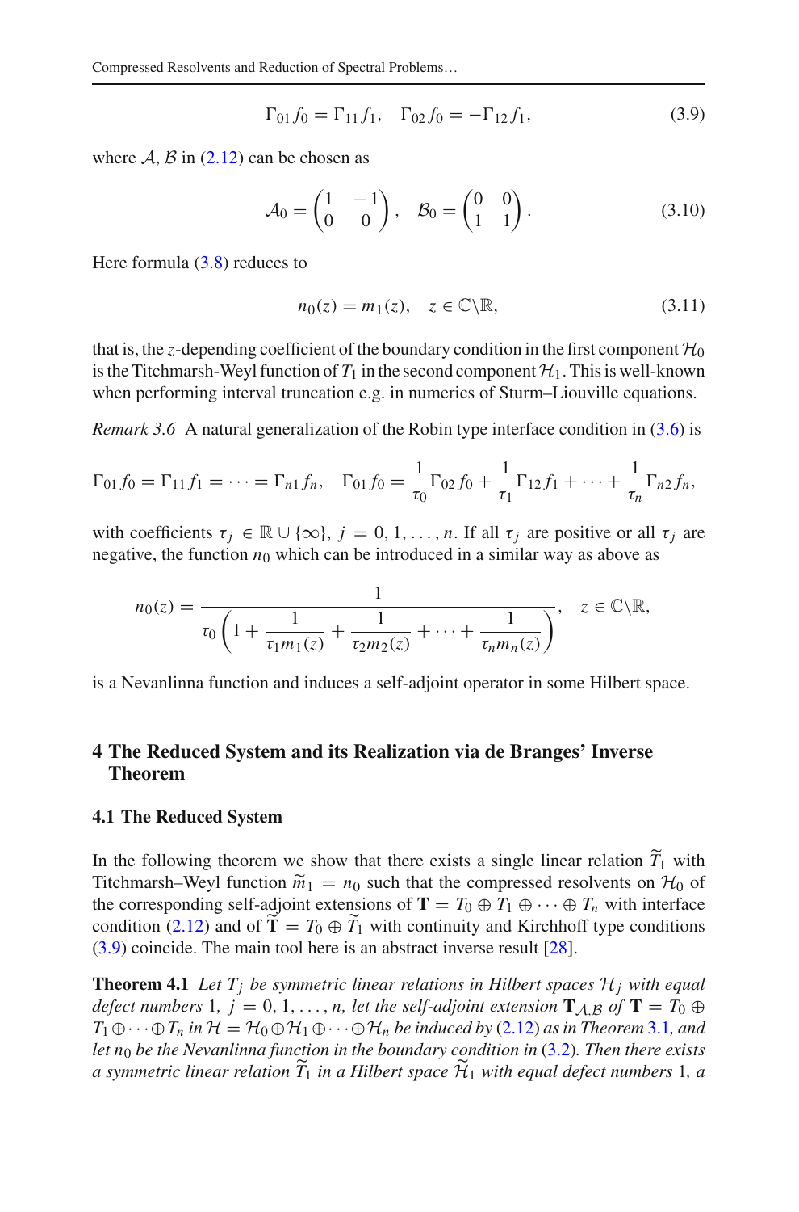$$\Gamma_{01} f_0 = \Gamma_{11} f_1, \quad \Gamma_{02} f_0 = -\Gamma_{12} f_1, \tag{3.9}$$

where $\mathcal{A}$, $\mathcal{B}$ in (2.12) can be chosen as

$$\mathcal{A}_0 = \begin{pmatrix} 1 & -1 \\ 0 & 0 \end{pmatrix}, \quad \mathcal{B}_0 = \begin{pmatrix} 0 & 0 \\ 1 & 1 \end{pmatrix}. \tag{3.10}$$

Here formula (3.8) reduces to

$$n_0(z) = m_1(z), \quad z \in \mathbb{C}\backslash\mathbb{R}, \tag{3.11}$$

that is, the $z$-depending coefficient of the boundary condition in the first component $\mathcal{H}_0$ is the Titchmarsh-Weyl function of $T_1$ in the second component $\mathcal{H}_1$. This is well-known when performing interval truncation e.g. in numerics of Sturm–Liouville equations.

*Remark 3.6* A natural generalization of the Robin type interface condition in (3.6) is

$$\Gamma_{01} f_0 = \Gamma_{11} f_1 = \cdots = \Gamma_{n1} f_n, \quad \Gamma_{01} f_0 = \frac{1}{\tau_0}\Gamma_{02} f_0 + \frac{1}{\tau_1}\Gamma_{12} f_1 + \cdots + \frac{1}{\tau_n}\Gamma_{n2} f_n,$$

with coefficients $\tau_j \in \mathbb{R} \cup \{\infty\}$, $j = 0, 1, \ldots, n$. If all $\tau_j$ are positive or all $\tau_j$ are negative, the function $n_0$ which can be introduced in a similar way as above as

$$n_0(z) = \frac{1}{\tau_0\left(1 + \dfrac{1}{\tau_1 m_1(z)} + \dfrac{1}{\tau_2 m_2(z)} + \cdots + \dfrac{1}{\tau_n m_n(z)}\right)}, \quad z \in \mathbb{C}\backslash\mathbb{R},$$

is a Nevanlinna function and induces a self-adjoint operator in some Hilbert space.

# 4 The Reduced System and its Realization via de Branges' Inverse Theorem

## 4.1 The Reduced System

In the following theorem we show that there exists a single linear relation $\widetilde{T}_1$ with Titchmarsh–Weyl function $\widetilde{m}_1 = n_0$ such that the compressed resolvents on $\mathcal{H}_0$ of the corresponding self-adjoint extensions of $\mathbf{T} = T_0 \oplus T_1 \oplus \cdots \oplus T_n$ with interface condition (2.12) and of $\widetilde{\mathbf{T}} = T_0 \oplus \widetilde{T}_1$ with continuity and Kirchhoff type conditions (3.9) coincide. The main tool here is an abstract inverse result [28].

**Theorem 4.1** *Let $T_j$ be symmetric linear relations in Hilbert spaces $\mathcal{H}_j$ with equal defect numbers* 1*, $j = 0, 1, \ldots, n$, let the self-adjoint extension $\mathbf{T}_{\mathcal{A},\mathcal{B}}$ of $\mathbf{T} = T_0 \oplus T_1 \oplus \cdots \oplus T_n$ in $\mathcal{H} = \mathcal{H}_0 \oplus \mathcal{H}_1 \oplus \cdots \oplus \mathcal{H}_n$ be induced by (2.12) as in Theorem 3.1, and let $n_0$ be the Nevanlinna function in the boundary condition in (3.2). Then there exists a symmetric linear relation $\widetilde{T}_1$ in a Hilbert space $\widetilde{\mathcal{H}}_1$ with equal defect numbers* 1*, a*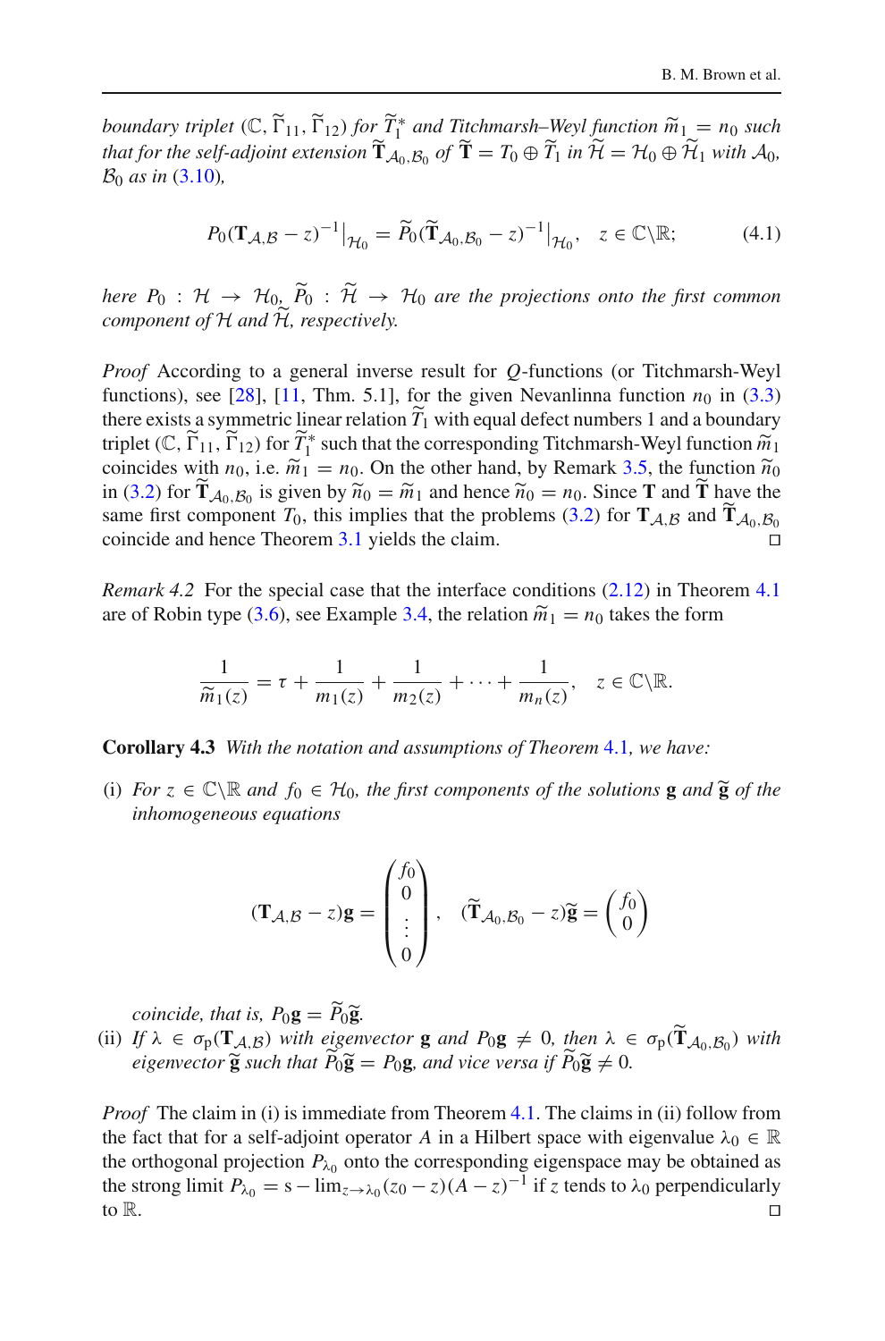*boundary triplet* $(\mathbb{C}, \widetilde{\Gamma}_{11}, \widetilde{\Gamma}_{12})$ *for* $\widetilde{T}_1^*$ *and Titchmarsh–Weyl function* $\widetilde{m}_1 = n_0$ *such that for the self-adjoint extension* $\widetilde{\mathbf{T}}_{\mathcal{A}_0,\mathcal{B}_0}$ *of* $\widetilde{\mathbf{T}} = T_0 \oplus \widetilde{T}_1$ *in* $\widetilde{\mathcal{H}} = \mathcal{H}_0 \oplus \widetilde{\mathcal{H}}_1$ *with* $\mathcal{A}_0$*,* $\mathcal{B}_0$ *as in* (3.10)*,*

$$P_0(\mathbf{T}_{\mathcal{A},\mathcal{B}} - z)^{-1}\big|_{\mathcal{H}_0} = \widetilde{P}_0(\widetilde{\mathbf{T}}_{\mathcal{A}_0,\mathcal{B}_0} - z)^{-1}\big|_{\mathcal{H}_0}, \quad z \in \mathbb{C}\backslash\mathbb{R}; \tag{4.1}$$

*here* $P_0 : \mathcal{H} \to \mathcal{H}_0$*,* $\widetilde{P}_0 : \widetilde{\mathcal{H}} \to \mathcal{H}_0$ *are the projections onto the first common component of* $\mathcal{H}$ *and* $\widetilde{\mathcal{H}}$*, respectively.*

*Proof* According to a general inverse result for $Q$-functions (or Titchmarsh-Weyl functions), see [28], [11, Thm. 5.1], for the given Nevanlinna function $n_0$ in (3.3) there exists a symmetric linear relation $\widetilde{T}_1$ with equal defect numbers 1 and a boundary triplet $(\mathbb{C}, \widetilde{\Gamma}_{11}, \widetilde{\Gamma}_{12})$ for $\widetilde{T}_1^*$ such that the corresponding Titchmarsh-Weyl function $\widetilde{m}_1$ coincides with $n_0$, i.e. $\widetilde{m}_1 = n_0$. On the other hand, by Remark 3.5, the function $\widetilde{n}_0$ in (3.2) for $\widetilde{\mathbf{T}}_{\mathcal{A}_0,\mathcal{B}_0}$ is given by $\widetilde{n}_0 = \widetilde{m}_1$ and hence $\widetilde{n}_0 = n_0$. Since $\mathbf{T}$ and $\widetilde{\mathbf{T}}$ have the same first component $T_0$, this implies that the problems (3.2) for $\mathbf{T}_{\mathcal{A},\mathcal{B}}$ and $\widetilde{\mathbf{T}}_{\mathcal{A}_0,\mathcal{B}_0}$ coincide and hence Theorem 3.1 yields the claim. □

*Remark 4.2* For the special case that the interface conditions (2.12) in Theorem 4.1 are of Robin type (3.6), see Example 3.4, the relation $\widetilde{m}_1 = n_0$ takes the form

$$\frac{1}{\widetilde{m}_1(z)} = \tau + \frac{1}{m_1(z)} + \frac{1}{m_2(z)} + \cdots + \frac{1}{m_n(z)}, \quad z \in \mathbb{C}\backslash\mathbb{R}.$$

**Corollary 4.3** *With the notation and assumptions of Theorem* 4.1*, we have:*

(i) *For* $z \in \mathbb{C}\backslash\mathbb{R}$ *and* $f_0 \in \mathcal{H}_0$*, the first components of the solutions* $\mathbf{g}$ *and* $\widetilde{\mathbf{g}}$ *of the inhomogeneous equations*

$$(\mathbf{T}_{\mathcal{A},\mathcal{B}} - z)\mathbf{g} = \begin{pmatrix} f_0 \\ 0 \\ \vdots \\ 0 \end{pmatrix}, \quad (\widetilde{\mathbf{T}}_{\mathcal{A}_0,\mathcal{B}_0} - z)\widetilde{\mathbf{g}} = \begin{pmatrix} f_0 \\ 0 \end{pmatrix}$$

*coincide, that is,* $P_0\mathbf{g} = \widetilde{P}_0\widetilde{\mathbf{g}}$*.*

(ii) *If* $\lambda \in \sigma_{\rm p}(\mathbf{T}_{\mathcal{A},\mathcal{B}})$ *with eigenvector* $\mathbf{g}$ *and* $P_0\mathbf{g} \neq 0$*, then* $\lambda \in \sigma_{\rm p}(\widetilde{\mathbf{T}}_{\mathcal{A}_0,\mathcal{B}_0})$ *with eigenvector* $\widetilde{\mathbf{g}}$ *such that* $\widetilde{P}_0\widetilde{\mathbf{g}} = P_0\mathbf{g}$*, and vice versa if* $\widetilde{P}_0\widetilde{\mathbf{g}} \neq 0$*.*

*Proof* The claim in (i) is immediate from Theorem 4.1. The claims in (ii) follow from the fact that for a self-adjoint operator $A$ in a Hilbert space with eigenvalue $\lambda_0 \in \mathbb{R}$ the orthogonal projection $P_{\lambda_0}$ onto the corresponding eigenspace may be obtained as the strong limit $P_{\lambda_0} = \mathrm{s}-\lim_{z\to\lambda_0}(z_0 - z)(A - z)^{-1}$ if $z$ tends to $\lambda_0$ perpendicularly to $\mathbb{R}$. □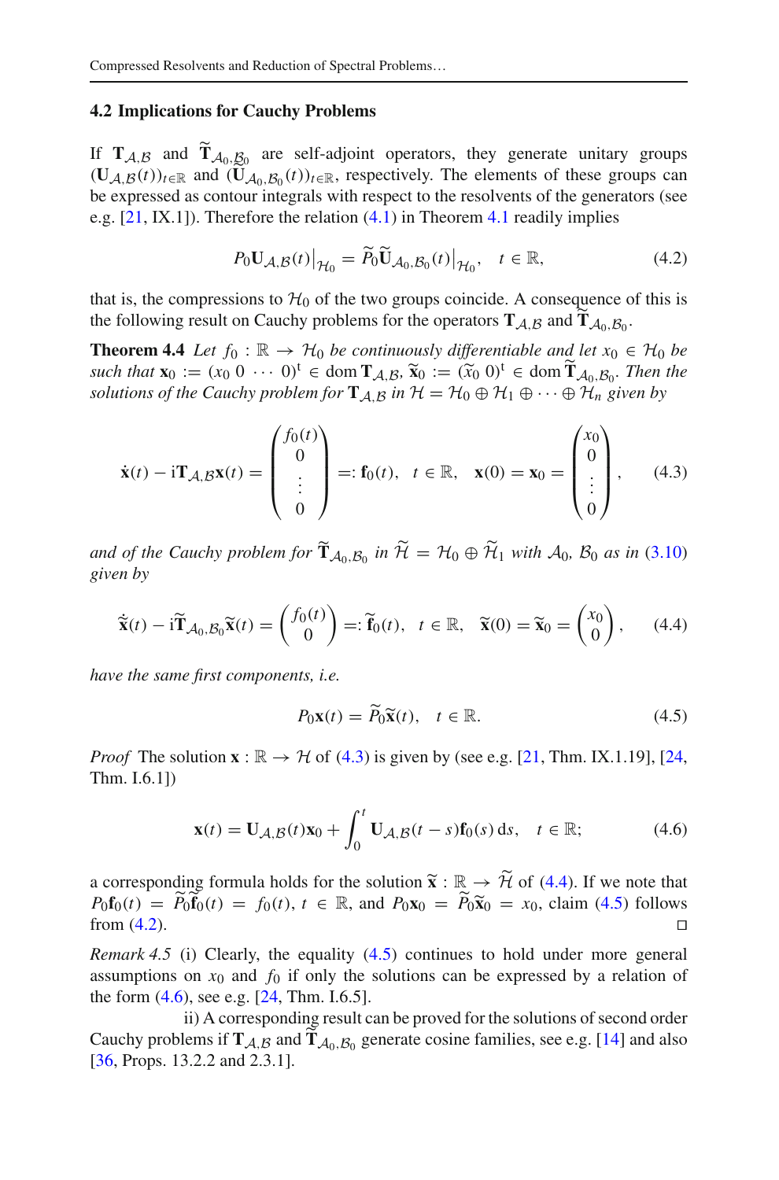### 4.2 Implications for Cauchy Problems

If $\mathbf{T}_{\mathcal{A},\mathcal{B}}$ and $\widetilde{\mathbf{T}}_{\mathcal{A}_0,\mathcal{B}_0}$ are self-adjoint operators, they generate unitary groups $(\mathbf{U}_{\mathcal{A},\mathcal{B}}(t))_{t\in\mathbb{R}}$ and $(\widetilde{\mathbf{U}}_{\mathcal{A}_0,\mathcal{B}_0}(t))_{t\in\mathbb{R}}$, respectively. The elements of these groups can be expressed as contour integrals with respect to the resolvents of the generators (see e.g. [21, IX.1]). Therefore the relation (4.1) in Theorem 4.1 readily implies

$$P_0\mathbf{U}_{\mathcal{A},\mathcal{B}}(t)\big|_{\mathcal{H}_0} = \widetilde{P}_0\widetilde{\mathbf{U}}_{\mathcal{A}_0,\mathcal{B}_0}(t)\big|_{\mathcal{H}_0}, \quad t\in\mathbb{R}, \tag{4.2}$$

that is, the compressions to $\mathcal{H}_0$ of the two groups coincide. A consequence of this is the following result on Cauchy problems for the operators $\mathbf{T}_{\mathcal{A},\mathcal{B}}$ and $\widetilde{\mathbf{T}}_{\mathcal{A}_0,\mathcal{B}_0}$.

**Theorem 4.4** *Let $f_0:\mathbb{R}\to\mathcal{H}_0$ be continuously differentiable and let $x_0\in\mathcal{H}_0$ be such that $\mathbf{x}_0 := (x_0\ 0\ \cdots\ 0)^{\mathrm{t}}\in\operatorname{dom}\mathbf{T}_{\mathcal{A},\mathcal{B}}$, $\widetilde{\mathbf{x}}_0 := (\widetilde{x}_0\ 0)^{\mathrm{t}}\in\operatorname{dom}\widetilde{\mathbf{T}}_{\mathcal{A}_0,\mathcal{B}_0}$. Then the solutions of the Cauchy problem for $\mathbf{T}_{\mathcal{A},\mathcal{B}}$ in $\mathcal{H}=\mathcal{H}_0\oplus\mathcal{H}_1\oplus\cdots\oplus\mathcal{H}_n$ given by*

$$\dot{\mathbf{x}}(t) - \mathrm{i}\mathbf{T}_{\mathcal{A},\mathcal{B}}\mathbf{x}(t) = \begin{pmatrix} f_0(t)\\ 0\\ \vdots\\ 0\end{pmatrix} =: \mathbf{f}_0(t), \quad t\in\mathbb{R}, \quad \mathbf{x}(0)=\mathbf{x}_0=\begin{pmatrix} x_0\\ 0\\ \vdots\\ 0\end{pmatrix}, \tag{4.3}$$

*and of the Cauchy problem for $\widetilde{\mathbf{T}}_{\mathcal{A}_0,\mathcal{B}_0}$ in $\widetilde{\mathcal{H}}=\mathcal{H}_0\oplus\widetilde{\mathcal{H}}_1$ with $\mathcal{A}_0$, $\mathcal{B}_0$ as in (3.10) given by*

$$\dot{\widetilde{\mathbf{x}}}(t) - \mathrm{i}\widetilde{\mathbf{T}}_{\mathcal{A}_0,\mathcal{B}_0}\widetilde{\mathbf{x}}(t) = \begin{pmatrix} f_0(t)\\ 0\end{pmatrix} =: \widetilde{\mathbf{f}}_0(t), \quad t\in\mathbb{R}, \quad \widetilde{\mathbf{x}}(0)=\widetilde{\mathbf{x}}_0=\begin{pmatrix} x_0\\ 0\end{pmatrix}, \tag{4.4}$$

*have the same first components, i.e.*

$$P_0\mathbf{x}(t) = \widetilde{P}_0\widetilde{\mathbf{x}}(t), \quad t\in\mathbb{R}. \tag{4.5}$$

*Proof* The solution $\mathbf{x}:\mathbb{R}\to\mathcal{H}$ of (4.3) is given by (see e.g. [21, Thm. IX.1.19], [24, Thm. I.6.1])

$$\mathbf{x}(t) = \mathbf{U}_{\mathcal{A},\mathcal{B}}(t)\mathbf{x}_0 + \int_0^t \mathbf{U}_{\mathcal{A},\mathcal{B}}(t-s)\mathbf{f}_0(s)\,\mathrm{d}s, \quad t\in\mathbb{R}; \tag{4.6}$$

a corresponding formula holds for the solution $\widetilde{\mathbf{x}}:\mathbb{R}\to\widetilde{\mathcal{H}}$ of (4.4). If we note that $P_0\mathbf{f}_0(t)=\widetilde{P}_0\widetilde{\mathbf{f}}_0(t)=f_0(t)$, $t\in\mathbb{R}$, and $P_0\mathbf{x}_0=\widetilde{P}_0\widetilde{\mathbf{x}}_0=x_0$, claim (4.5) follows from (4.2). □

*Remark 4.5* (i) Clearly, the equality (4.5) continues to hold under more general assumptions on $x_0$ and $f_0$ if only the solutions can be expressed by a relation of the form (4.6), see e.g. [24, Thm. I.6.5].

ii) A corresponding result can be proved for the solutions of second order Cauchy problems if $\mathbf{T}_{\mathcal{A},\mathcal{B}}$ and $\widetilde{\mathbf{T}}_{\mathcal{A}_0,\mathcal{B}_0}$ generate cosine families, see e.g. [14] and also [36, Props. 13.2.2 and 2.3.1].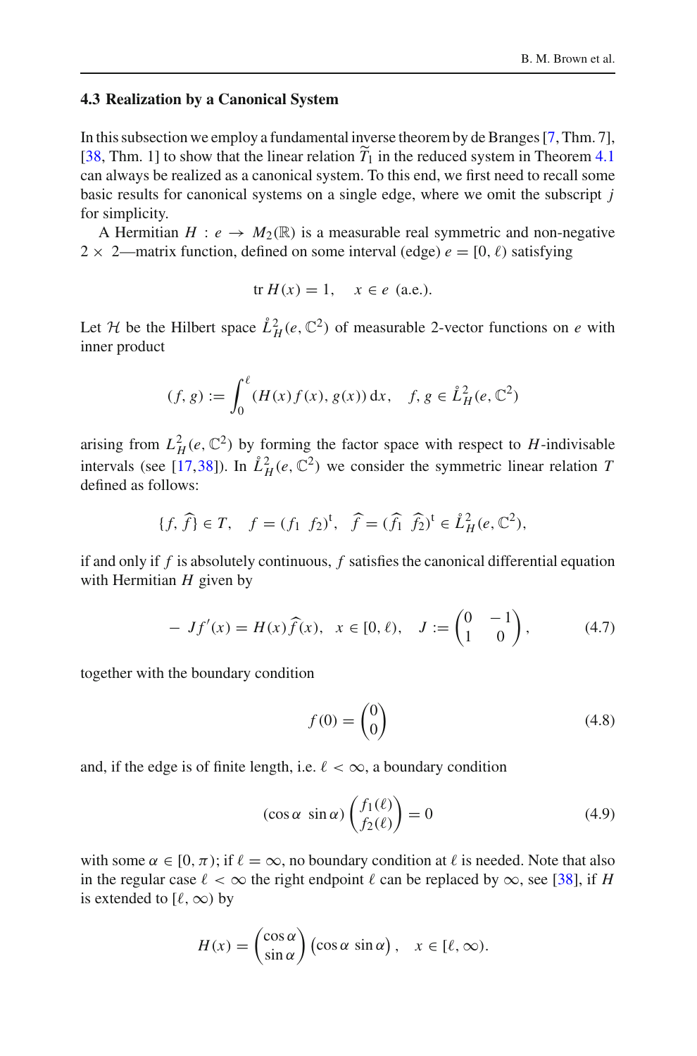### 4.3 Realization by a Canonical System

In this subsection we employ a fundamental inverse theorem by de Branges [7, Thm. 7], [38, Thm. 1] to show that the linear relation $\widetilde{T}_1$ in the reduced system in Theorem 4.1 can always be realized as a canonical system. To this end, we first need to recall some basic results for canonical systems on a single edge, where we omit the subscript $j$ for simplicity.

A Hermitian $H : e \to M_2(\mathbb{R})$ is a measurable real symmetric and non-negative $2 \times 2$—matrix function, defined on some interval (edge) $e = [0, \ell)$ satisfying

$$\operatorname{tr} H(x) = 1, \quad x \in e \text{ (a.e.)}.$$

Let $\mathcal{H}$ be the Hilbert space $\mathring{L}^2_H(e, \mathbb{C}^2)$ of measurable 2-vector functions on $e$ with inner product

$$(f, g) := \int_0^\ell (H(x) f(x), g(x)) \, \mathrm{d}x, \quad f, g \in \mathring{L}^2_H(e, \mathbb{C}^2)$$

arising from $L^2_H(e, \mathbb{C}^2)$ by forming the factor space with respect to $H$-indivisable intervals (see [17,38]). In $\mathring{L}^2_H(e, \mathbb{C}^2)$ we consider the symmetric linear relation $T$ defined as follows:

$$\{f, \widehat{f}\} \in T, \quad f = (f_1 \;\; f_2)^{\mathrm{t}}, \quad \widehat{f} = (\widehat{f}_1 \;\; \widehat{f}_2)^{\mathrm{t}} \in \mathring{L}^2_H(e, \mathbb{C}^2),$$

if and only if $f$ is absolutely continuous, $f$ satisfies the canonical differential equation with Hermitian $H$ given by

$$-\, J f'(x) = H(x) \widehat{f}(x), \quad x \in [0, \ell), \quad J := \begin{pmatrix} 0 & -1 \\ 1 & 0 \end{pmatrix}, \tag{4.7}$$

together with the boundary condition

$$f(0) = \begin{pmatrix} 0 \\ 0 \end{pmatrix} \tag{4.8}$$

and, if the edge is of finite length, i.e. $\ell < \infty$, a boundary condition

$$(\cos \alpha \;\; \sin \alpha) \begin{pmatrix} f_1(\ell) \\ f_2(\ell) \end{pmatrix} = 0 \tag{4.9}$$

with some $\alpha \in [0, \pi)$; if $\ell = \infty$, no boundary condition at $\ell$ is needed. Note that also in the regular case $\ell < \infty$ the right endpoint $\ell$ can be replaced by $\infty$, see [38], if $H$ is extended to $[\ell, \infty)$ by

$$H(x) = \begin{pmatrix} \cos \alpha \\ \sin \alpha \end{pmatrix} \begin{pmatrix} \cos \alpha & \sin \alpha \end{pmatrix}, \quad x \in [\ell, \infty).$$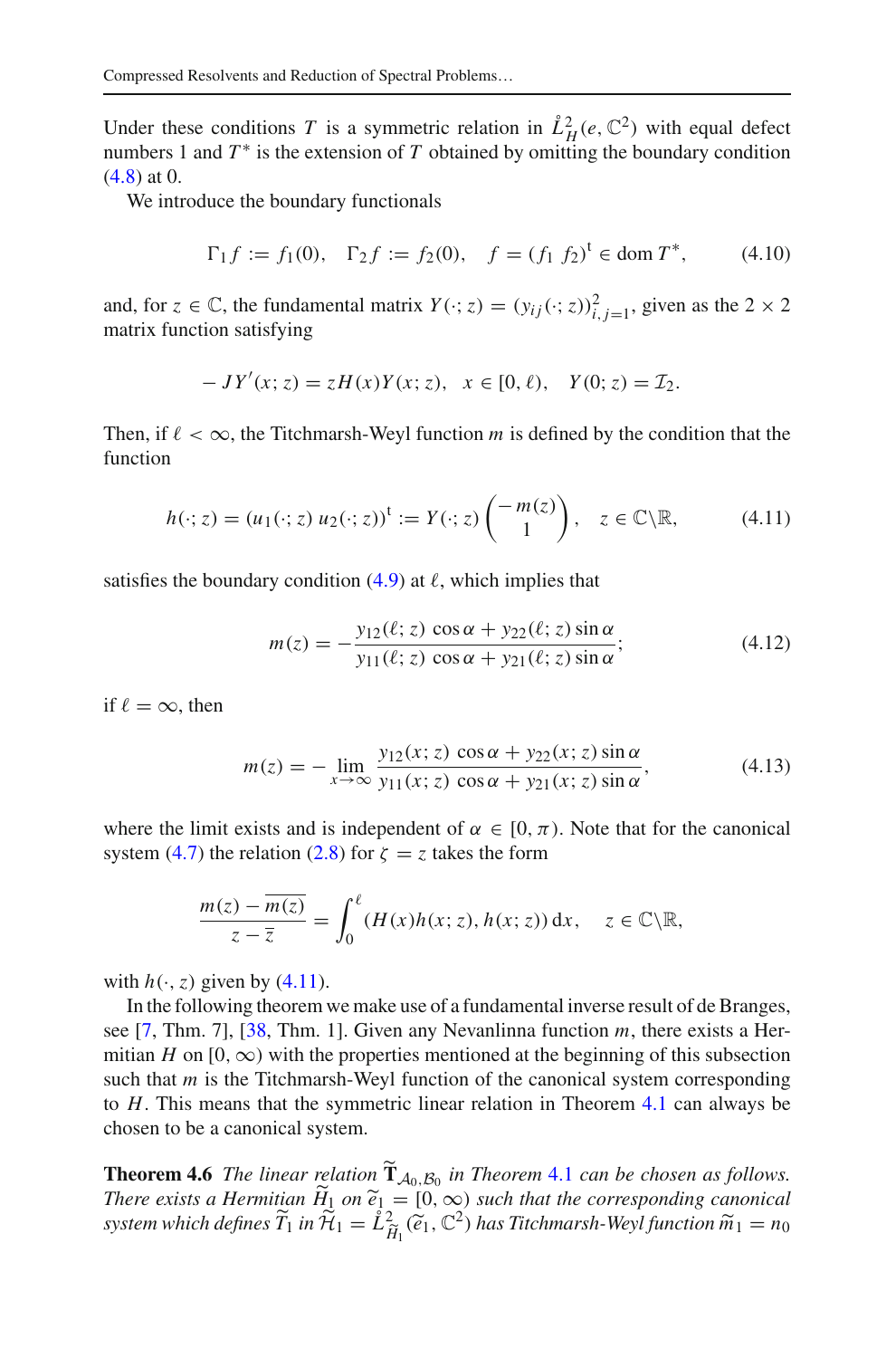Under these conditions $T$ is a symmetric relation in $\mathring{L}^2_H(e, \mathbb{C}^2)$ with equal defect numbers 1 and $T^*$ is the extension of $T$ obtained by omitting the boundary condition (4.8) at 0.

We introduce the boundary functionals

$$\Gamma_1 f := f_1(0), \quad \Gamma_2 f := f_2(0), \quad f = (f_1\ f_2)^{\mathrm{t}} \in \operatorname{dom} T^*, \tag{4.10}$$

and, for $z \in \mathbb{C}$, the fundamental matrix $Y(\cdot; z) = (y_{ij}(\cdot; z))_{i,j=1}^2$, given as the $2 \times 2$ matrix function satisfying

$$-JY'(x; z) = zH(x)Y(x; z), \quad x \in [0, \ell), \quad Y(0; z) = \mathcal{I}_2.$$

Then, if $\ell < \infty$, the Titchmarsh-Weyl function $m$ is defined by the condition that the function

$$h(\cdot; z) = (u_1(\cdot; z)\ u_2(\cdot; z))^{\mathrm{t}} := Y(\cdot; z) \begin{pmatrix} -m(z) \\ 1 \end{pmatrix}, \quad z \in \mathbb{C}\backslash\mathbb{R}, \tag{4.11}$$

satisfies the boundary condition (4.9) at $\ell$, which implies that

$$m(z) = -\frac{y_{12}(\ell; z)\ \cos\alpha + y_{22}(\ell; z)\sin\alpha}{y_{11}(\ell; z)\ \cos\alpha + y_{21}(\ell; z)\sin\alpha}; \tag{4.12}$$

if $\ell = \infty$, then

$$m(z) = -\lim_{x\to\infty} \frac{y_{12}(x; z)\ \cos\alpha + y_{22}(x; z)\sin\alpha}{y_{11}(x; z)\ \cos\alpha + y_{21}(x; z)\sin\alpha}, \tag{4.13}$$

where the limit exists and is independent of $\alpha \in [0, \pi)$. Note that for the canonical system (4.7) the relation (2.8) for $\zeta = z$ takes the form

$$\frac{m(z) - \overline{m(z)}}{z - \overline{z}} = \int_0^\ell (H(x)h(x; z), h(x; z))\,\mathrm{d}x, \quad z \in \mathbb{C}\backslash\mathbb{R},$$

with $h(\cdot, z)$ given by (4.11).

In the following theorem we make use of a fundamental inverse result of de Branges, see [7, Thm. 7], [38, Thm. 1]. Given any Nevanlinna function $m$, there exists a Hermitian $H$ on $[0, \infty)$ with the properties mentioned at the beginning of this subsection such that $m$ is the Titchmarsh-Weyl function of the canonical system corresponding to $H$. This means that the symmetric linear relation in Theorem 4.1 can always be chosen to be a canonical system.

**Theorem 4.6** *The linear relation $\widetilde{\mathbf{T}}_{\mathcal{A}_0,\mathcal{B}_0}$ in Theorem 4.1 can be chosen as follows. There exists a Hermitian $\widetilde{H}_1$ on $\widetilde{e}_1 = [0, \infty)$ such that the corresponding canonical system which defines $\widetilde{T}_1$ in $\widetilde{\mathcal{H}}_1 = \mathring{L}^2_{\widetilde{H}_1}(\widetilde{e}_1, \mathbb{C}^2)$ has Titchmarsh-Weyl function $\widetilde{m}_1 = n_0$*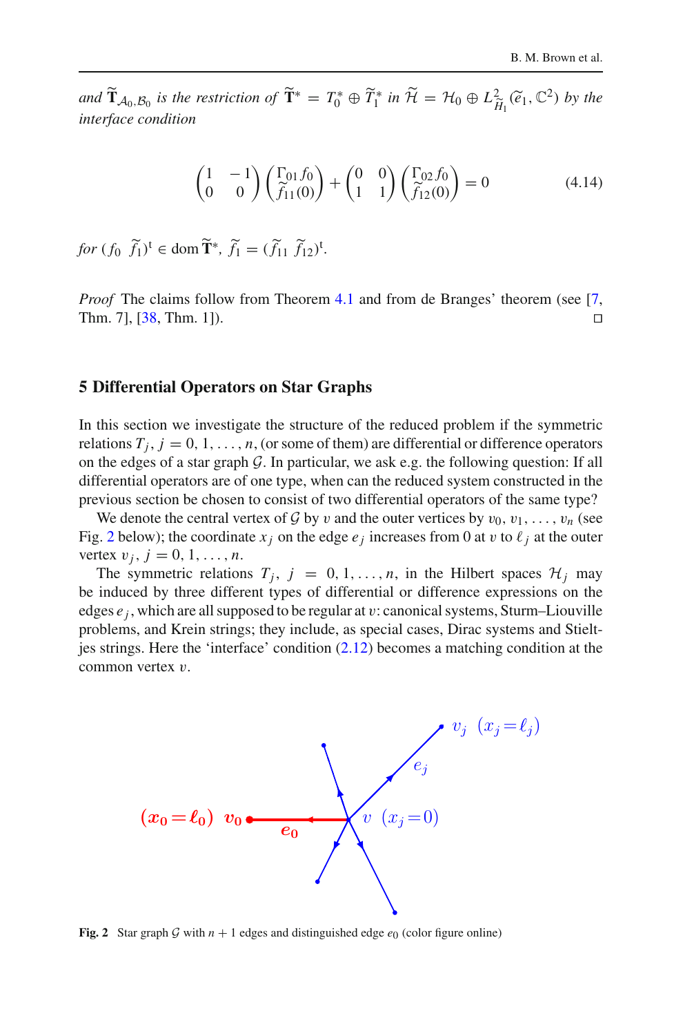*and* $\widetilde{\mathbf{T}}_{\mathcal{A}_0,\mathcal{B}_0}$ *is the restriction of* $\widetilde{\mathbf{T}}^* = T_0^* \oplus \widetilde{T}_1^*$ *in* $\widetilde{\mathcal{H}} = \mathcal{H}_0 \oplus L^2_{\widetilde{H}_1}(\widetilde{e}_1, \mathbb{C}^2)$ *by the interface condition*

$$\begin{pmatrix} 1 & -1 \\ 0 & 0 \end{pmatrix} \begin{pmatrix} \Gamma_{01} f_0 \\ \widetilde{f}_{11}(0) \end{pmatrix} + \begin{pmatrix} 0 & 0 \\ 1 & 1 \end{pmatrix} \begin{pmatrix} \Gamma_{02} f_0 \\ \widetilde{f}_{12}(0) \end{pmatrix} = 0 \tag{4.14}$$

*for* $(f_0 \ \widetilde{f}_1)^{\mathrm{t}} \in \operatorname{dom} \widetilde{\mathbf{T}}^*$, $\widetilde{f}_1 = (\widetilde{f}_{11} \ \widetilde{f}_{12})^{\mathrm{t}}$.

*Proof* The claims follow from Theorem 4.1 and from de Branges' theorem (see [7, Thm. 7], [38, Thm. 1]). □

## 5 Differential Operators on Star Graphs

In this section we investigate the structure of the reduced problem if the symmetric relations $T_j$, $j = 0, 1, \ldots, n$, (or some of them) are differential or difference operators on the edges of a star graph $\mathcal{G}$. In particular, we ask e.g. the following question: If all differential operators are of one type, when can the reduced system constructed in the previous section be chosen to consist of two differential operators of the same type?

We denote the central vertex of $\mathcal{G}$ by $v$ and the outer vertices by $v_0, v_1, \ldots, v_n$ (see Fig. 2 below); the coordinate $x_j$ on the edge $e_j$ increases from 0 at $v$ to $\ell_j$ at the outer vertex $v_j$, $j = 0, 1, \ldots, n$.

The symmetric relations $T_j$, $j = 0, 1, \ldots, n$, in the Hilbert spaces $\mathcal{H}_j$ may be induced by three different types of differential or difference expressions on the edges $e_j$, which are all supposed to be regular at $v$: canonical systems, Sturm–Liouville problems, and Krein strings; they include, as special cases, Dirac systems and Stieltjes strings. Here the 'interface' condition (2.12) becomes a matching condition at the common vertex $v$.

**Fig. 2** Star graph $\mathcal{G}$ with $n + 1$ edges and distinguished edge $e_0$ (color figure online)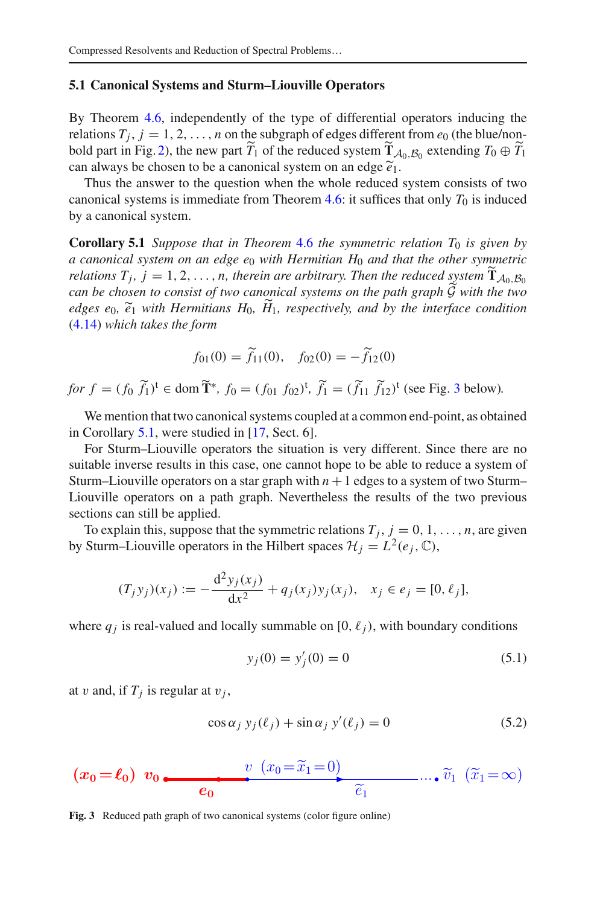### 5.1 Canonical Systems and Sturm–Liouville Operators

By Theorem 4.6, independently of the type of differential operators inducing the relations $T_j$, $j = 1, 2, \ldots, n$ on the subgraph of edges different from $e_0$ (the blue/non-bold part in Fig. 2), the new part $\widetilde{T}_1$ of the reduced system $\widetilde{\mathbf{T}}_{\mathcal{A}_0,\mathcal{B}_0}$ extending $T_0 \oplus \widetilde{T}_1$ can always be chosen to be a canonical system on an edge $\widetilde{e}_1$.

Thus the answer to the question when the whole reduced system consists of two canonical systems is immediate from Theorem 4.6: it suffices that only $T_0$ is induced by a canonical system.

**Corollary 5.1** *Suppose that in Theorem 4.6 the symmetric relation $T_0$ is given by a canonical system on an edge $e_0$ with Hermitian $H_0$ and that the other symmetric relations $T_j$, $j = 1, 2, \ldots, n$, therein are arbitrary. Then the reduced system $\widetilde{\mathbf{T}}_{\mathcal{A}_0,\mathcal{B}_0}$ can be chosen to consist of two canonical systems on the path graph $\widetilde{\mathcal{G}}$ with the two edges $e_0$, $\widetilde{e}_1$ with Hermitians $H_0$, $\widetilde{H}_1$, respectively, and by the interface condition (4.14) which takes the form*

$$f_{01}(0) = \widetilde{f}_{11}(0), \quad f_{02}(0) = -\widetilde{f}_{12}(0)$$

*for* $f = (f_0\ \widetilde{f}_1)^{\mathrm{t}} \in \operatorname{dom} \widetilde{\mathbf{T}}^*$, $f_0 = (f_{01}\ f_{02})^{\mathrm{t}}$, $\widetilde{f}_1 = (\widetilde{f}_{11}\ \widetilde{f}_{12})^{\mathrm{t}}$ (see Fig. 3 below).

We mention that two canonical systems coupled at a common end-point, as obtained in Corollary 5.1, were studied in [17, Sect. 6].

For Sturm–Liouville operators the situation is very different. Since there are no suitable inverse results in this case, one cannot hope to be able to reduce a system of Sturm–Liouville operators on a star graph with $n+1$ edges to a system of two Sturm–Liouville operators on a path graph. Nevertheless the results of the two previous sections can still be applied.

To explain this, suppose that the symmetric relations $T_j$, $j = 0, 1, \ldots, n$, are given by Sturm–Liouville operators in the Hilbert spaces $\mathcal{H}_j = L^2(e_j, \mathbb{C})$,

$$(T_j y_j)(x_j) := -\frac{\mathrm{d}^2 y_j(x_j)}{\mathrm{d}x^2} + q_j(x_j) y_j(x_j), \quad x_j \in e_j = [0, \ell_j],$$

where $q_j$ is real-valued and locally summable on $[0, \ell_j)$, with boundary conditions

$$y_j(0) = y_j'(0) = 0 \tag{5.1}$$

at $v$ and, if $T_j$ is regular at $v_j$,

$$\cos\alpha_j\ y_j(\ell_j) + \sin\alpha_j\ y'(\ell_j) = 0 \tag{5.2}$$

$(x_0 = \ell_0)$ $v_0$ —— $e_0$ —— $v$ $(x_0 = \widetilde{x}_1 = 0)$ —— $\widetilde{e}_1$ —— … $\widetilde{v}_1$ $(\widetilde{x}_1 = \infty)$

**Fig. 3** Reduced path graph of two canonical systems (color figure online)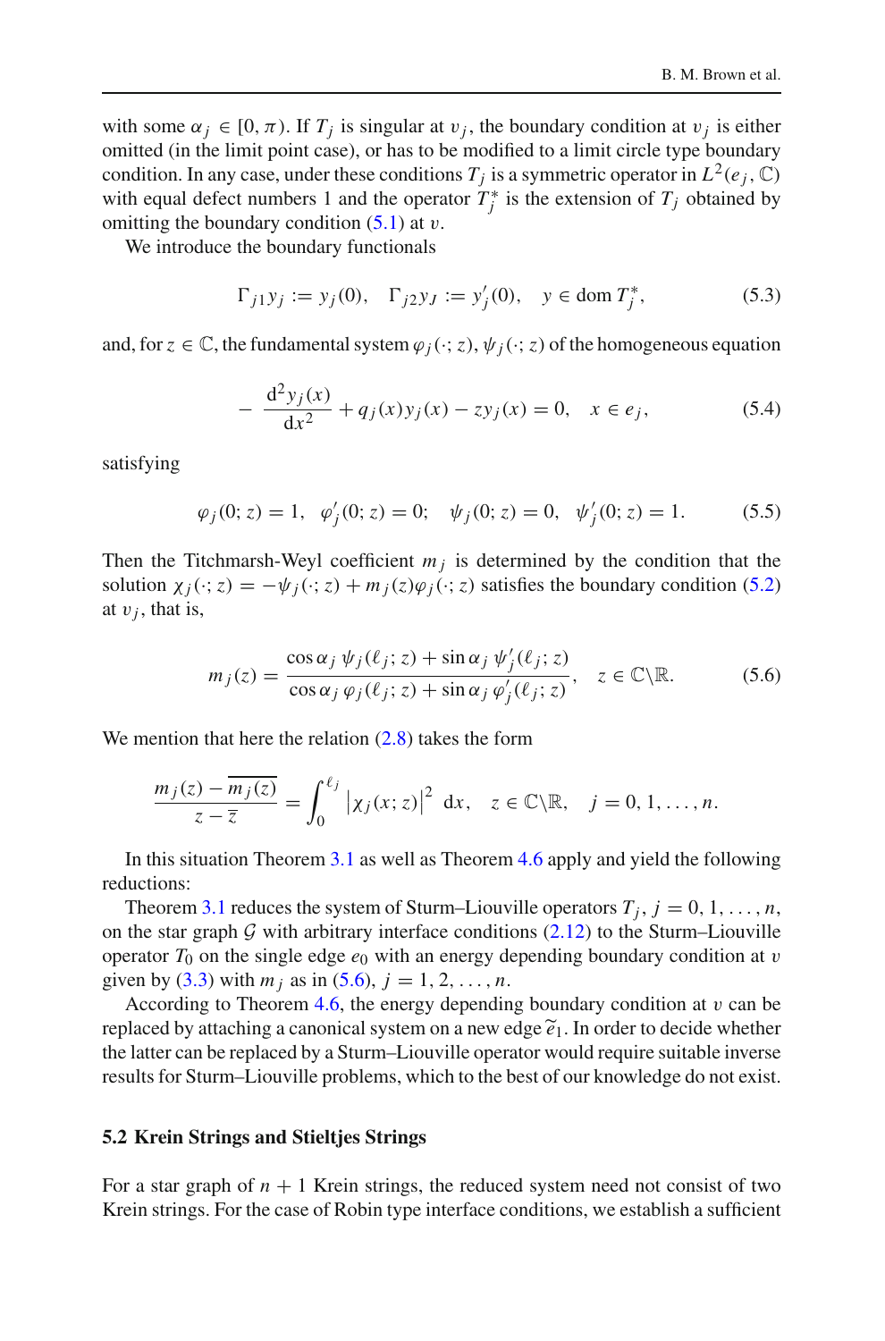with some $\alpha_j \in [0, \pi)$. If $T_j$ is singular at $v_j$, the boundary condition at $v_j$ is either omitted (in the limit point case), or has to be modified to a limit circle type boundary condition. In any case, under these conditions $T_j$ is a symmetric operator in $L^2(e_j, \mathbb{C})$ with equal defect numbers 1 and the operator $T_j^*$ is the extension of $T_j$ obtained by omitting the boundary condition (5.1) at $v$.

We introduce the boundary functionals

$$\Gamma_{j1} y_j := y_j(0), \quad \Gamma_{j2} y_J := y_j'(0), \quad y \in \operatorname{dom} T_j^*, \tag{5.3}$$

and, for $z \in \mathbb{C}$, the fundamental system $\varphi_j(\cdot; z)$, $\psi_j(\cdot; z)$ of the homogeneous equation

$$-\frac{\mathrm{d}^2 y_j(x)}{\mathrm{d}x^2} + q_j(x) y_j(x) - z y_j(x) = 0, \quad x \in e_j, \tag{5.4}$$

satisfying

$$\varphi_j(0; z) = 1, \quad \varphi_j'(0; z) = 0; \quad \psi_j(0; z) = 0, \quad \psi_j'(0; z) = 1. \tag{5.5}$$

Then the Titchmarsh-Weyl coefficient $m_j$ is determined by the condition that the solution $\chi_j(\cdot; z) = -\psi_j(\cdot; z) + m_j(z)\varphi_j(\cdot; z)$ satisfies the boundary condition (5.2) at $v_j$, that is,

$$m_j(z) = \frac{\cos\alpha_j\ \psi_j(\ell_j; z) + \sin\alpha_j\ \psi_j'(\ell_j; z)}{\cos\alpha_j\ \varphi_j(\ell_j; z) + \sin\alpha_j\ \varphi_j'(\ell_j; z)}, \quad z \in \mathbb{C}\backslash\mathbb{R}. \tag{5.6}$$

We mention that here the relation (2.8) takes the form

$$\frac{m_j(z) - \overline{m_j(z)}}{z - \overline{z}} = \int_0^{\ell_j} \left|\chi_j(x; z)\right|^2\ \mathrm{d}x, \quad z \in \mathbb{C}\backslash\mathbb{R}, \quad j = 0, 1, \ldots, n.$$

In this situation Theorem 3.1 as well as Theorem 4.6 apply and yield the following reductions:

Theorem 3.1 reduces the system of Sturm–Liouville operators $T_j$, $j = 0, 1, \ldots, n$, on the star graph $\mathcal{G}$ with arbitrary interface conditions (2.12) to the Sturm–Liouville operator $T_0$ on the single edge $e_0$ with an energy depending boundary condition at $v$ given by (3.3) with $m_j$ as in (5.6), $j = 1, 2, \ldots, n$.

According to Theorem 4.6, the energy depending boundary condition at $v$ can be replaced by attaching a canonical system on a new edge $\widetilde{e}_1$. In order to decide whether the latter can be replaced by a Sturm–Liouville operator would require suitable inverse results for Sturm–Liouville problems, which to the best of our knowledge do not exist.

### 5.2 Krein Strings and Stieltjes Strings

For a star graph of $n + 1$ Krein strings, the reduced system need not consist of two Krein strings. For the case of Robin type interface conditions, we establish a sufficient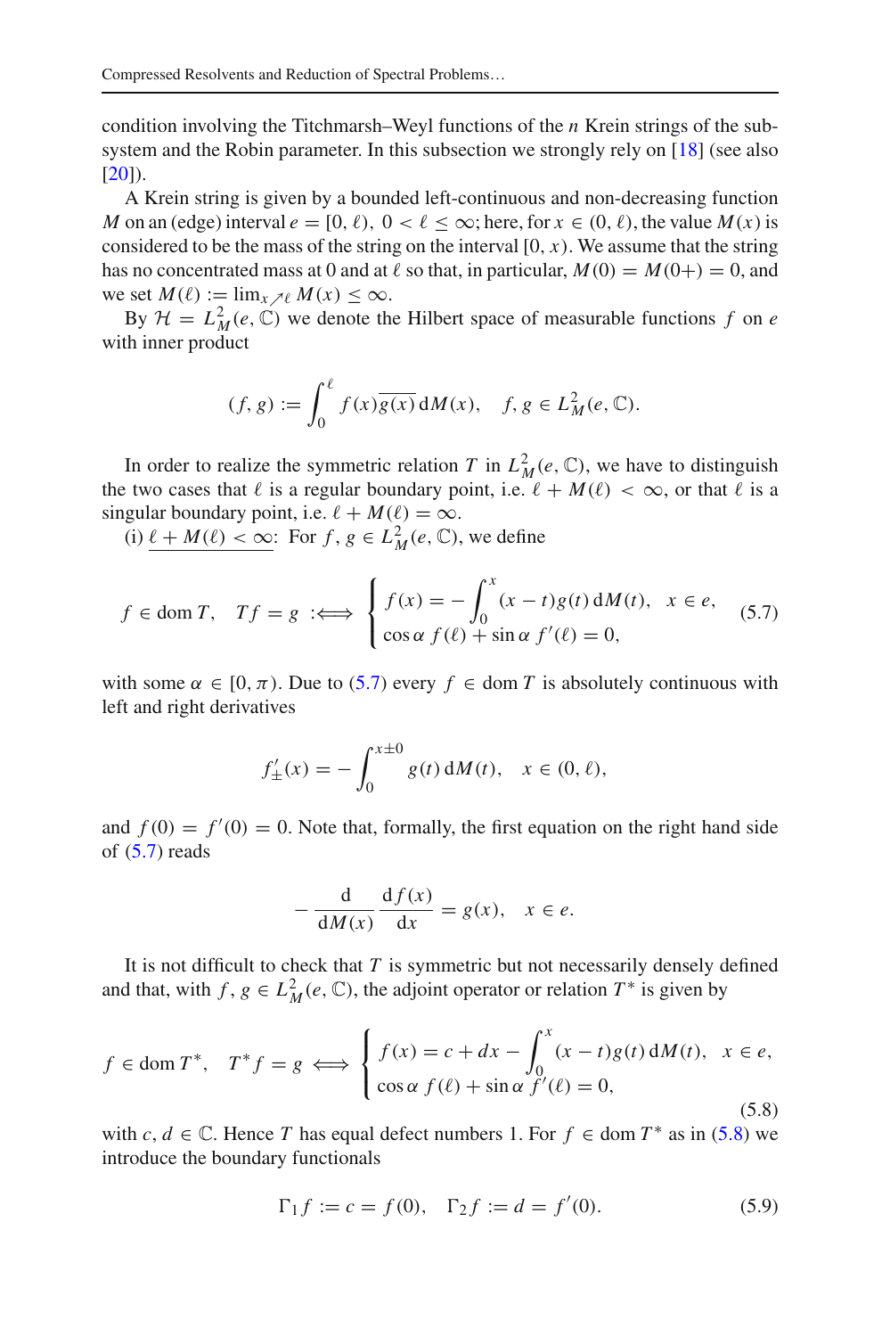condition involving the Titchmarsh–Weyl functions of the $n$ Krein strings of the subsystem and the Robin parameter. In this subsection we strongly rely on [18] (see also [20]).

A Krein string is given by a bounded left-continuous and non-decreasing function $M$ on an (edge) interval $e = [0, \ell),\ 0 < \ell \leq \infty$; here, for $x \in (0, \ell)$, the value $M(x)$ is considered to be the mass of the string on the interval $[0, x)$. We assume that the string has no concentrated mass at 0 and at $\ell$ so that, in particular, $M(0) = M(0+) = 0$, and we set $M(\ell) := \lim_{x \nearrow \ell} M(x) \leq \infty$.

By $\mathcal{H} = L^2_M(e, \mathbb{C})$ we denote the Hilbert space of measurable functions $f$ on $e$ with inner product

$$(f, g) := \int_0^\ell f(x)\overline{g(x)}\,\mathrm{d}M(x), \quad f, g \in L^2_M(e, \mathbb{C}).$$

In order to realize the symmetric relation $T$ in $L^2_M(e, \mathbb{C})$, we have to distinguish the two cases that $\ell$ is a regular boundary point, i.e. $\ell + M(\ell) < \infty$, or that $\ell$ is a singular boundary point, i.e. $\ell + M(\ell) = \infty$.

(i) $\underline{\ell + M(\ell) < \infty}$: For $f, g \in L^2_M(e, \mathbb{C})$, we define

$$f \in \operatorname{dom} T, \quad Tf = g \;:\Longleftrightarrow\; \begin{cases} f(x) = -\displaystyle\int_0^x (x - t) g(t)\,\mathrm{d}M(t), & x \in e, \\ \cos\alpha\ f(\ell) + \sin\alpha\ f'(\ell) = 0, \end{cases} \tag{5.7}$$

with some $\alpha \in [0, \pi)$. Due to (5.7) every $f \in \operatorname{dom} T$ is absolutely continuous with left and right derivatives

$$f'_{\pm}(x) = -\int_0^{x \pm 0} g(t)\,\mathrm{d}M(t), \quad x \in (0, \ell),$$

and $f(0) = f'(0) = 0$. Note that, formally, the first equation on the right hand side of (5.7) reads

$$-\frac{\mathrm{d}}{\mathrm{d}M(x)}\frac{\mathrm{d}f(x)}{\mathrm{d}x} = g(x), \quad x \in e.$$

It is not difficult to check that $T$ is symmetric but not necessarily densely defined and that, with $f, g \in L^2_M(e, \mathbb{C})$, the adjoint operator or relation $T^*$ is given by

$$f \in \operatorname{dom} T^*, \quad T^* f = g \;\Longleftrightarrow\; \begin{cases} f(x) = c + dx - \displaystyle\int_0^x (x - t) g(t)\,\mathrm{d}M(t), & x \in e, \\ \cos\alpha\ f(\ell) + \sin\alpha\ f'(\ell) = 0, \end{cases} \tag{5.8}$$

with $c, d \in \mathbb{C}$. Hence $T$ has equal defect numbers 1. For $f \in \operatorname{dom} T^*$ as in (5.8) we introduce the boundary functionals

$$\Gamma_1 f := c = f(0), \quad \Gamma_2 f := d = f'(0). \tag{5.9}$$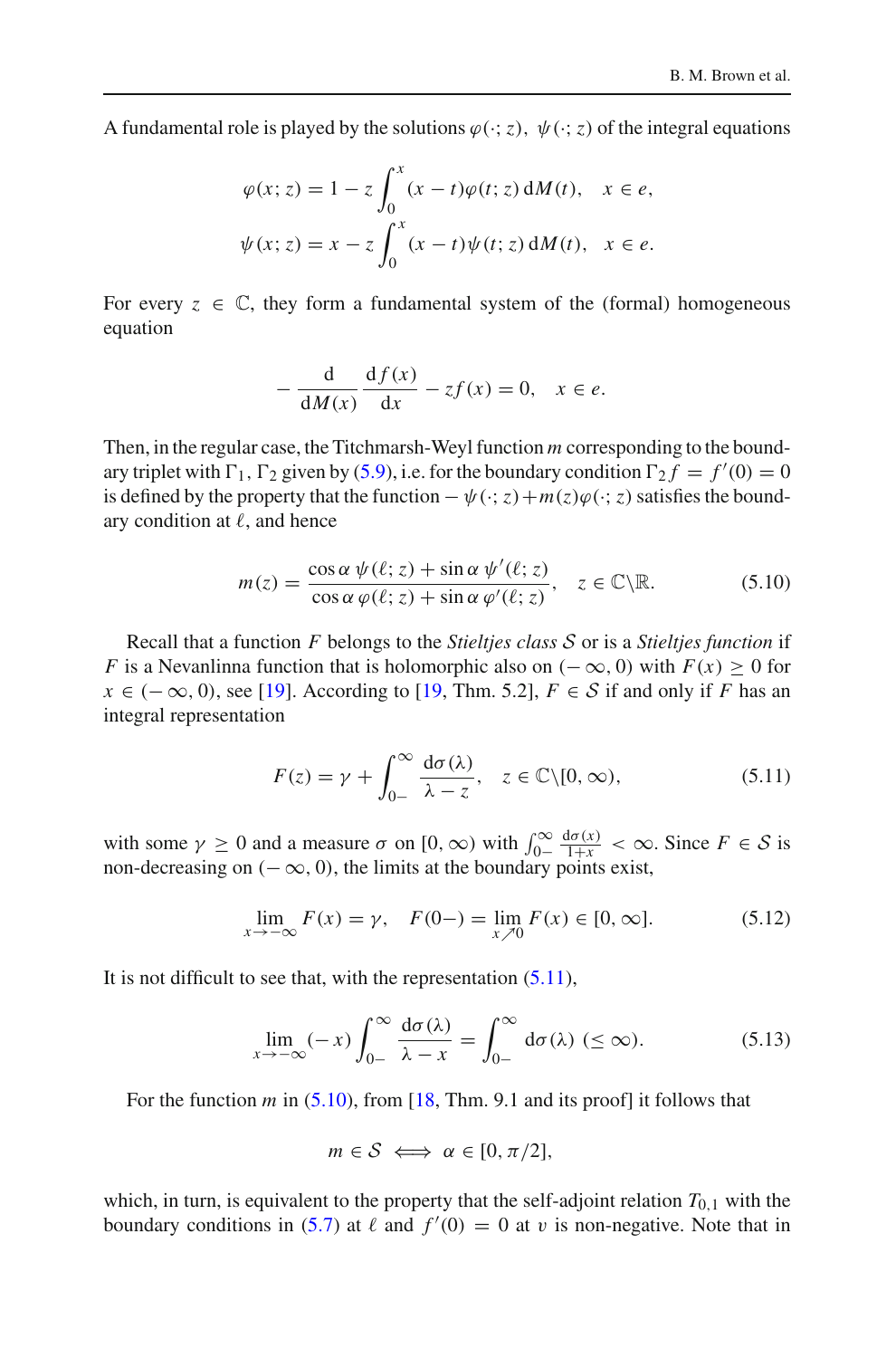A fundamental role is played by the solutions $\varphi(\cdot;z)$, $\psi(\cdot;z)$ of the integral equations

$$\varphi(x;z) = 1 - z\int_0^x (x-t)\varphi(t;z)\,\mathrm{d}M(t), \quad x \in e,$$
$$\psi(x;z) = x - z\int_0^x (x-t)\psi(t;z)\,\mathrm{d}M(t), \quad x \in e.$$

For every $z \in \mathbb{C}$, they form a fundamental system of the (formal) homogeneous equation

$$-\frac{\mathrm{d}}{\mathrm{d}M(x)}\frac{\mathrm{d}f(x)}{\mathrm{d}x} - zf(x) = 0, \quad x \in e.$$

Then, in the regular case, the Titchmarsh-Weyl function $m$ corresponding to the boundary triplet with $\Gamma_1, \Gamma_2$ given by (5.9), i.e. for the boundary condition $\Gamma_2 f = f'(0) = 0$ is defined by the property that the function $-\psi(\cdot;z)+m(z)\varphi(\cdot;z)$ satisfies the boundary condition at $\ell$, and hence

$$m(z) = \frac{\cos\alpha\,\psi(\ell;z) + \sin\alpha\,\psi'(\ell;z)}{\cos\alpha\,\varphi(\ell;z) + \sin\alpha\,\varphi'(\ell;z)}, \quad z \in \mathbb{C}\backslash\mathbb{R}. \tag{5.10}$$

Recall that a function $F$ belongs to the *Stieltjes class* $\mathcal{S}$ or is a *Stieltjes function* if $F$ is a Nevanlinna function that is holomorphic also on $(-\infty, 0)$ with $F(x) \geq 0$ for $x \in (-\infty, 0)$, see [19]. According to [19, Thm. 5.2], $F \in \mathcal{S}$ if and only if $F$ has an integral representation

$$F(z) = \gamma + \int_{0-}^{\infty}\frac{\mathrm{d}\sigma(\lambda)}{\lambda - z}, \quad z \in \mathbb{C}\backslash[0,\infty), \tag{5.11}$$

with some $\gamma \geq 0$ and a measure $\sigma$ on $[0,\infty)$ with $\int_{0-}^{\infty}\frac{\mathrm{d}\sigma(x)}{1+x} < \infty$. Since $F \in \mathcal{S}$ is non-decreasing on $(-\infty, 0)$, the limits at the boundary points exist,

$$\lim_{x\to-\infty} F(x) = \gamma, \quad F(0-) = \lim_{x\nearrow 0} F(x) \in [0,\infty]. \tag{5.12}$$

It is not difficult to see that, with the representation (5.11),

$$\lim_{x\to-\infty}(-x)\int_{0-}^{\infty}\frac{\mathrm{d}\sigma(\lambda)}{\lambda - x} = \int_{0-}^{\infty}\mathrm{d}\sigma(\lambda)\ (\leq\infty). \tag{5.13}$$

For the function $m$ in (5.10), from [18, Thm. 9.1 and its proof] it follows that

$$m \in \mathcal{S} \iff \alpha \in [0, \pi/2],$$

which, in turn, is equivalent to the property that the self-adjoint relation $T_{0,1}$ with the boundary conditions in (5.7) at $\ell$ and $f'(0) = 0$ at $v$ is non-negative. Note that in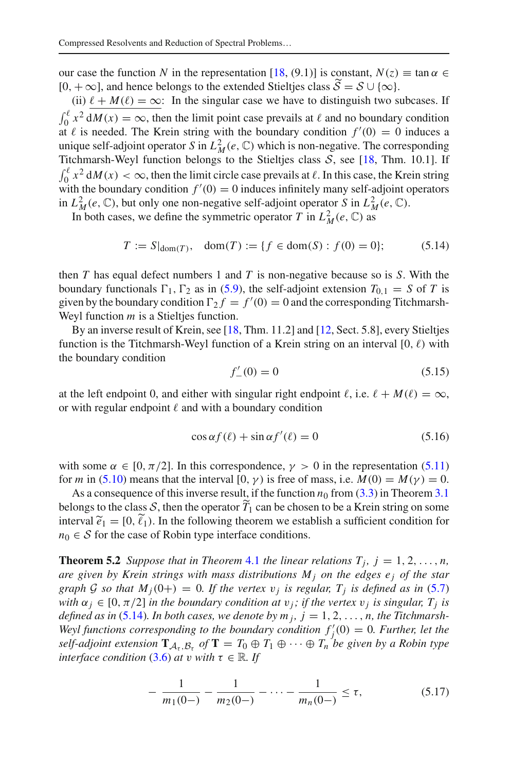our case the function $N$ in the representation [18, (9.1)] is constant, $N(z) \equiv \tan\alpha \in [0, +\infty]$, and hence belongs to the extended Stieltjes class $\widetilde{\mathcal{S}} = \mathcal{S} \cup \{\infty\}$.

(ii) $\underline{\ell + M(\ell) = \infty}$: In the singular case we have to distinguish two subcases. If $\int_0^\ell x^2 \, \mathrm{d}M(x) = \infty$, then the limit point case prevails at $\ell$ and no boundary condition at $\ell$ is needed. The Krein string with the boundary condition $f'(0) = 0$ induces a unique self-adjoint operator $S$ in $L^2_M(e, \mathbb{C})$ which is non-negative. The corresponding Titchmarsh-Weyl function belongs to the Stieltjes class $\mathcal{S}$, see [18, Thm. 10.1]. If $\int_0^\ell x^2 \, \mathrm{d}M(x) < \infty$, then the limit circle case prevails at $\ell$. In this case, the Krein string with the boundary condition $f'(0) = 0$ induces infinitely many self-adjoint operators in $L^2_M(e, \mathbb{C})$, but only one non-negative self-adjoint operator $S$ in $L^2_M(e, \mathbb{C})$.

In both cases, we define the symmetric operator $T$ in $L^2_M(e, \mathbb{C})$ as

$$T := S|_{\mathrm{dom}(T)}, \quad \mathrm{dom}(T) := \{f \in \mathrm{dom}(S) : f(0) = 0\}; \tag{5.14}$$

then $T$ has equal defect numbers 1 and $T$ is non-negative because so is $S$. With the boundary functionals $\Gamma_1, \Gamma_2$ as in (5.9), the self-adjoint extension $T_{0,1} = S$ of $T$ is given by the boundary condition $\Gamma_2 f = f'(0) = 0$ and the corresponding Titchmarsh-Weyl function $m$ is a Stieltjes function.

By an inverse result of Krein, see [18, Thm. 11.2] and [12, Sect. 5.8], every Stieltjes function is the Titchmarsh-Weyl function of a Krein string on an interval $[0, \ell)$ with the boundary condition

$$f'_-(0) = 0 \tag{5.15}$$

at the left endpoint 0, and either with singular right endpoint $\ell$, i.e. $\ell + M(\ell) = \infty$, or with regular endpoint $\ell$ and with a boundary condition

$$\cos\alpha f(\ell) + \sin\alpha f'(\ell) = 0 \tag{5.16}$$

with some $\alpha \in [0, \pi/2]$. In this correspondence, $\gamma > 0$ in the representation (5.11) for $m$ in (5.10) means that the interval $[0, \gamma)$ is free of mass, i.e. $M(0) = M(\gamma) = 0$.

As a consequence of this inverse result, if the function $n_0$ from (3.3) in Theorem 3.1 belongs to the class $\mathcal{S}$, then the operator $\widetilde{T}_1$ can be chosen to be a Krein string on some interval $\widetilde{e}_1 = [0, \widetilde{\ell}_1)$. In the following theorem we establish a sufficient condition for $n_0 \in \mathcal{S}$ for the case of Robin type interface conditions.

**Theorem 5.2** *Suppose that in Theorem 4.1 the linear relations $T_j$, $j = 1, 2, \dots, n$, are given by Krein strings with mass distributions $M_j$ on the edges $e_j$ of the star graph $\mathcal{G}$ so that $M_j(0+) = 0$. If the vertex $v_j$ is regular, $T_j$ is defined as in (5.7) with $\alpha_j \in [0, \pi/2]$ in the boundary condition at $v_j$; if the vertex $v_j$ is singular, $T_j$ is defined as in (5.14). In both cases, we denote by $m_j$, $j = 1, 2, \dots, n$, the Titchmarsh-Weyl functions corresponding to the boundary condition $f'_j(0) = 0$. Further, let the self-adjoint extension $\mathbf{T}_{\mathcal{A}_\tau, \mathcal{B}_\tau}$ of $\mathbf{T} = T_0 \oplus T_1 \oplus \cdots \oplus T_n$ be given by a Robin type interface condition (3.6) at $v$ with $\tau \in \mathbb{R}$. If*

$$-\frac{1}{m_1(0-)} - \frac{1}{m_2(0-)} - \cdots - \frac{1}{m_n(0-)} \le \tau, \tag{5.17}$$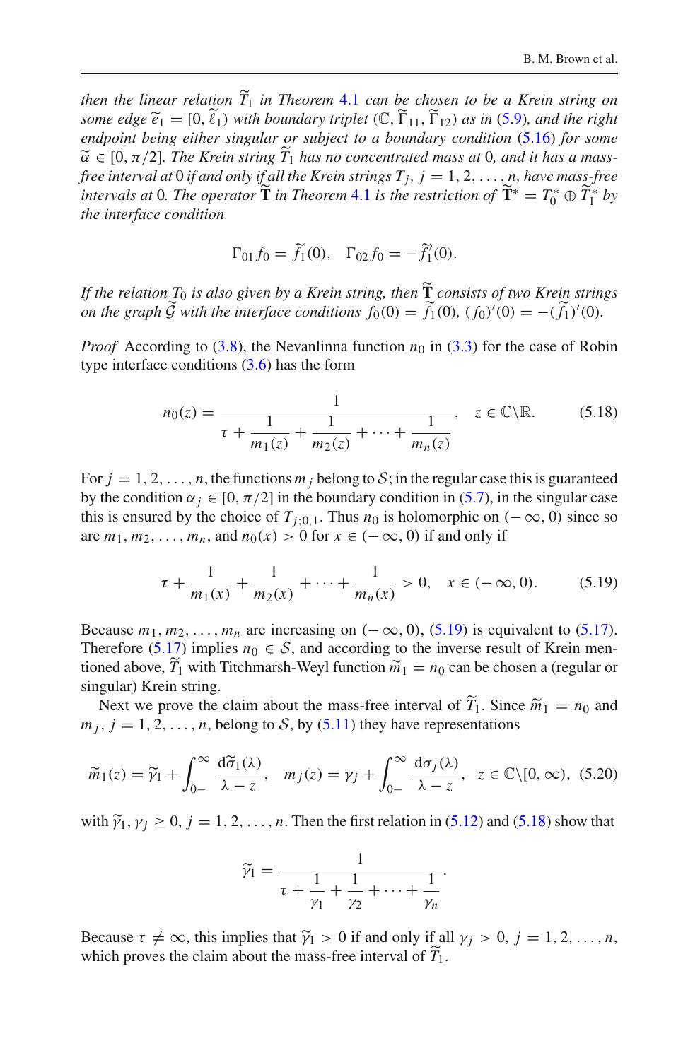*then the linear relation $\widetilde{T}_1$ in Theorem 4.1 can be chosen to be a Krein string on some edge $\widetilde{e}_1 = [0, \widetilde{\ell}_1)$ with boundary triplet $(\mathbb{C}, \widetilde{\Gamma}_{11}, \widetilde{\Gamma}_{12})$ as in (5.9), and the right endpoint being either singular or subject to a boundary condition (5.16) for some $\widetilde{\alpha} \in [0, \pi/2]$. The Krein string $\widetilde{T}_1$ has no concentrated mass at 0, and it has a mass-free interval at 0 if and only if all the Krein strings $T_j$, $j = 1, 2, \ldots, n$, have mass-free intervals at 0. The operator $\widetilde{\mathbf{T}}$ in Theorem 4.1 is the restriction of $\widetilde{\mathbf{T}}^* = T_0^* \oplus \widetilde{T}_1^*$ by the interface condition*

$$\Gamma_{01} f_0 = \widetilde{f}_1(0), \quad \Gamma_{02} f_0 = -\widetilde{f}_1'(0).$$

*If the relation $T_0$ is also given by a Krein string, then $\widetilde{\mathbf{T}}$ consists of two Krein strings on the graph $\widetilde{\mathcal{G}}$ with the interface conditions $f_0(0) = \widetilde{f}_1(0)$, $(f_0)'(0) = -(\widetilde{f}_1)'(0)$.*

*Proof* According to (3.8), the Nevanlinna function $n_0$ in (3.3) for the case of Robin type interface conditions (3.6) has the form

$$n_0(z) = \frac{1}{\tau + \dfrac{1}{m_1(z)} + \dfrac{1}{m_2(z)} + \cdots + \dfrac{1}{m_n(z)}}, \quad z \in \mathbb{C}\backslash\mathbb{R}. \tag{5.18}$$

For $j = 1, 2, \ldots, n$, the functions $m_j$ belong to $\mathcal{S}$; in the regular case this is guaranteed by the condition $\alpha_j \in [0, \pi/2]$ in the boundary condition in (5.7), in the singular case this is ensured by the choice of $T_{j;0,1}$. Thus $n_0$ is holomorphic on $(-\infty, 0)$ since so are $m_1, m_2, \ldots, m_n$, and $n_0(x) > 0$ for $x \in (-\infty, 0)$ if and only if

$$\tau + \frac{1}{m_1(x)} + \frac{1}{m_2(x)} + \cdots + \frac{1}{m_n(x)} > 0, \quad x \in (-\infty, 0). \tag{5.19}$$

Because $m_1, m_2, \ldots, m_n$ are increasing on $(-\infty, 0)$, (5.19) is equivalent to (5.17). Therefore (5.17) implies $n_0 \in \mathcal{S}$, and according to the inverse result of Krein mentioned above, $\widetilde{T}_1$ with Titchmarsh-Weyl function $\widetilde{m}_1 = n_0$ can be chosen a (regular or singular) Krein string.

Next we prove the claim about the mass-free interval of $\widetilde{T}_1$. Since $\widetilde{m}_1 = n_0$ and $m_j$, $j = 1, 2, \ldots, n$, belong to $\mathcal{S}$, by (5.11) they have representations

$$\widetilde{m}_1(z) = \widetilde{\gamma}_1 + \int_{0-}^{\infty} \frac{\mathrm{d}\widetilde{\sigma}_1(\lambda)}{\lambda - z}, \quad m_j(z) = \gamma_j + \int_{0-}^{\infty} \frac{\mathrm{d}\sigma_j(\lambda)}{\lambda - z}, \quad z \in \mathbb{C}\backslash[0, \infty), \tag{5.20}$$

with $\widetilde{\gamma}_1, \gamma_j \geq 0$, $j = 1, 2, \ldots, n$. Then the first relation in (5.12) and (5.18) show that

$$\widetilde{\gamma}_1 = \frac{1}{\tau + \dfrac{1}{\gamma_1} + \dfrac{1}{\gamma_2} + \cdots + \dfrac{1}{\gamma_n}}.$$

Because $\tau \neq \infty$, this implies that $\widetilde{\gamma}_1 > 0$ if and only if all $\gamma_j > 0$, $j = 1, 2, \ldots, n$, which proves the claim about the mass-free interval of $\widetilde{T}_1$.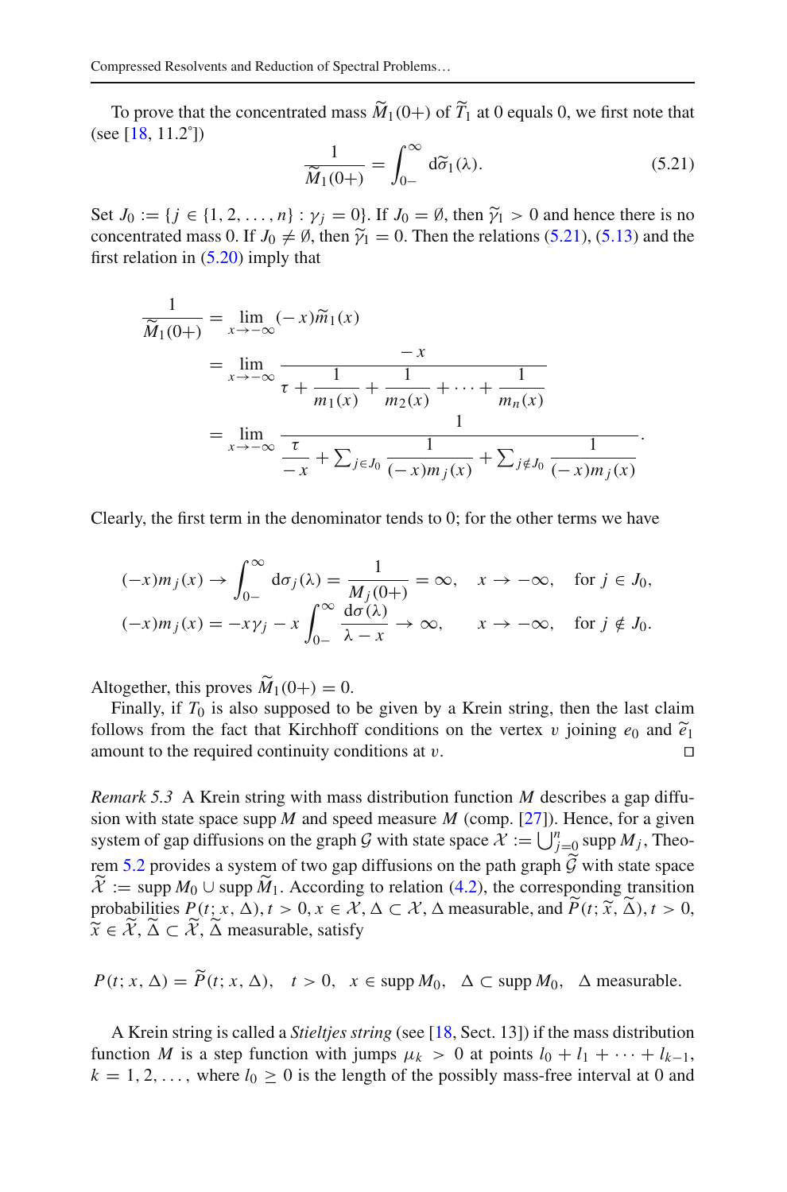To prove that the concentrated mass $\widetilde{M}_1(0+)$ of $\widetilde{T}_1$ at 0 equals 0, we first note that (see [18, 11.2°])

$$\frac{1}{\widetilde{M}_1(0+)} = \int_{0-}^{\infty} \mathrm{d}\widetilde{\sigma}_1(\lambda). \tag{5.21}$$

Set $J_0 := \{j \in \{1, 2, \dots, n\} : \gamma_j = 0\}$. If $J_0 = \emptyset$, then $\widetilde{\gamma}_1 > 0$ and hence there is no concentrated mass 0. If $J_0 \neq \emptyset$, then $\widetilde{\gamma}_1 = 0$. Then the relations (5.21), (5.13) and the first relation in (5.20) imply that

$$\begin{aligned}
\frac{1}{\widetilde{M}_1(0+)} &= \lim_{x \to -\infty} (-x)\widetilde{m}_1(x) \\
&= \lim_{x \to -\infty} \frac{-x}{\tau + \dfrac{1}{m_1(x)} + \dfrac{1}{m_2(x)} + \cdots + \dfrac{1}{m_n(x)}} \\
&= \lim_{x \to -\infty} \frac{1}{\dfrac{\tau}{-x} + \sum_{j \in J_0} \dfrac{1}{(-x)m_j(x)} + \sum_{j \notin J_0} \dfrac{1}{(-x)m_j(x)}}.
\end{aligned}$$

Clearly, the first term in the denominator tends to 0; for the other terms we have

$$\begin{aligned}
(-x)m_j(x) &\to \int_{0-}^{\infty} \mathrm{d}\sigma_j(\lambda) = \frac{1}{M_j(0+)} = \infty, \quad x \to -\infty, \quad \text{for } j \in J_0, \\
(-x)m_j(x) &= -x\gamma_j - x \int_{0-}^{\infty} \frac{\mathrm{d}\sigma(\lambda)}{\lambda - x} \to \infty, \qquad x \to -\infty, \quad \text{for } j \notin J_0.
\end{aligned}$$

Altogether, this proves $\widetilde{M}_1(0+) = 0$.

Finally, if $T_0$ is also supposed to be given by a Krein string, then the last claim follows from the fact that Kirchhoff conditions on the vertex $v$ joining $e_0$ and $\widetilde{e}_1$ amount to the required continuity conditions at $v$. □

*Remark 5.3* A Krein string with mass distribution function $M$ describes a gap diffusion with state space $\operatorname{supp} M$ and speed measure $M$ (comp. [27]). Hence, for a given system of gap diffusions on the graph $\mathcal{G}$ with state space $\mathcal{X} := \bigcup_{j=0}^{n} \operatorname{supp} M_j$, Theorem 5.2 provides a system of two gap diffusions on the path graph $\widetilde{\mathcal{G}}$ with state space $\widetilde{\mathcal{X}} := \operatorname{supp} M_0 \cup \operatorname{supp} \widetilde{M}_1$. According to relation (4.2), the corresponding transition probabilities $P(t; x, \Delta)$, $t > 0, x \in \mathcal{X}, \Delta \subset \mathcal{X}$, $\Delta$ measurable, and $\widetilde{P}(t; \widetilde{x}, \widetilde{\Delta})$, $t > 0$, $\widetilde{x} \in \widetilde{\mathcal{X}}$, $\widetilde{\Delta} \subset \widetilde{\mathcal{X}}$, $\widetilde{\Delta}$ measurable, satisfy

$$P(t; x, \Delta) = \widetilde{P}(t; x, \Delta), \quad t > 0, \quad x \in \operatorname{supp} M_0, \quad \Delta \subset \operatorname{supp} M_0, \quad \Delta \text{ measurable.}$$

A Krein string is called a *Stieltjes string* (see [18, Sect. 13]) if the mass distribution function $M$ is a step function with jumps $\mu_k > 0$ at points $l_0 + l_1 + \cdots + l_{k-1}$, $k = 1, 2, \dots$, where $l_0 \geq 0$ is the length of the possibly mass-free interval at 0 and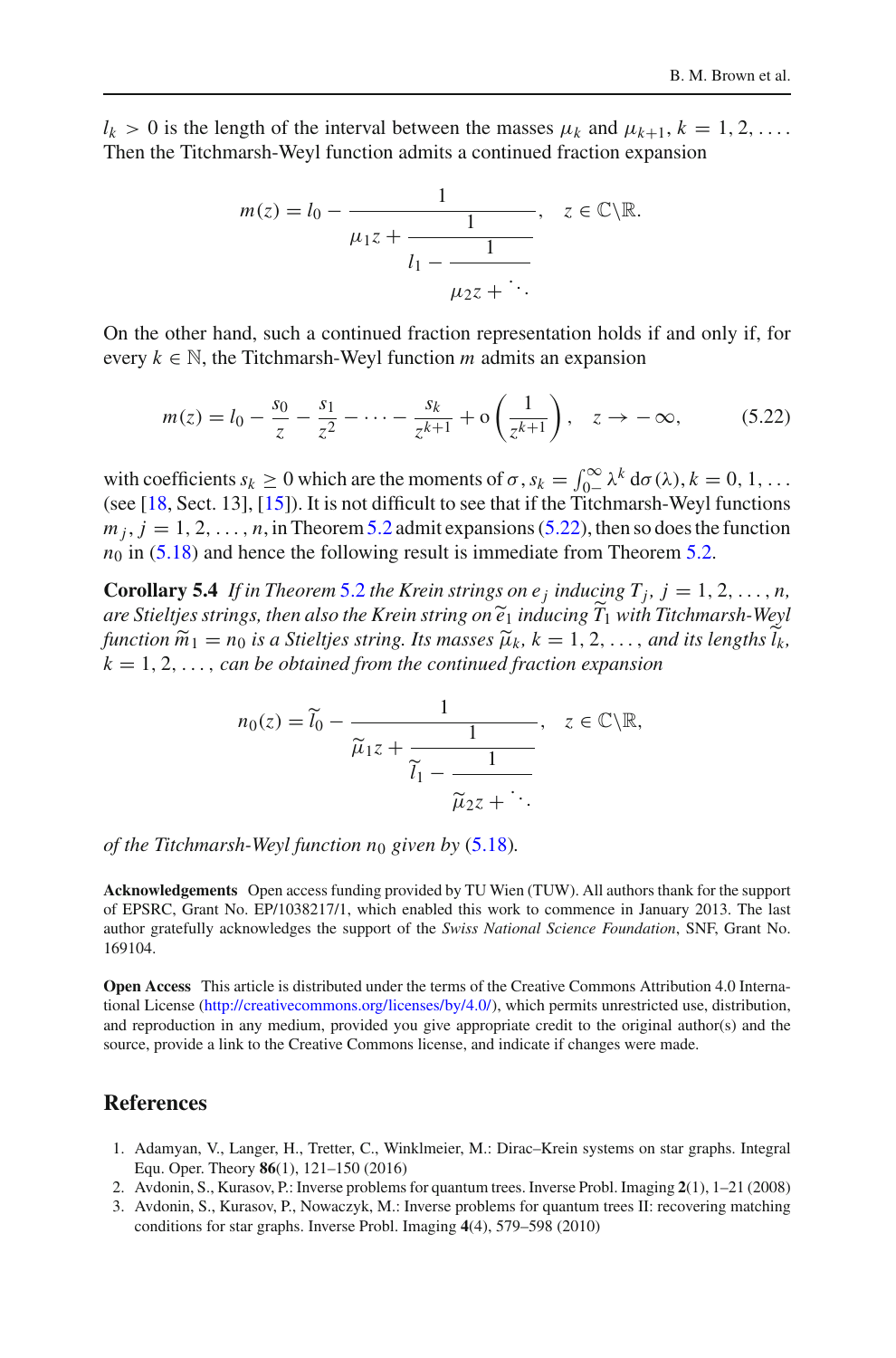$l_k > 0$ is the length of the interval between the masses $\mu_k$ and $\mu_{k+1}$, $k = 1, 2, \ldots$. Then the Titchmarsh-Weyl function admits a continued fraction expansion

$$m(z) = l_0 - \cfrac{1}{\mu_1 z + \cfrac{1}{l_1 - \cfrac{1}{\mu_2 z + \ddots}}}, \quad z \in \mathbb{C}\backslash\mathbb{R}.$$

On the other hand, such a continued fraction representation holds if and only if, for every $k \in \mathbb{N}$, the Titchmarsh-Weyl function $m$ admits an expansion

$$m(z) = l_0 - \frac{s_0}{z} - \frac{s_1}{z^2} - \cdots - \frac{s_k}{z^{k+1}} + \mathrm{o}\left(\frac{1}{z^{k+1}}\right), \quad z \to -\infty, \tag{5.22}$$

with coefficients $s_k \geq 0$ which are the moments of $\sigma$, $s_k = \int_{0-}^{\infty} \lambda^k \, \mathrm{d}\sigma(\lambda)$, $k = 0, 1, \ldots$ (see [18, Sect. 13], [15]). It is not difficult to see that if the Titchmarsh-Weyl functions $m_j$, $j = 1, 2, \ldots, n$, in Theorem 5.2 admit expansions (5.22), then so does the function $n_0$ in (5.18) and hence the following result is immediate from Theorem 5.2.

**Corollary 5.4** *If in Theorem 5.2 the Krein strings on $e_j$ inducing $T_j$, $j = 1, 2, \ldots, n$, are Stieltjes strings, then also the Krein string on $\widetilde{e}_1$ inducing $\widetilde{T}_1$ with Titchmarsh-Weyl function $\widetilde{m}_1 = n_0$ is a Stieltjes string. Its masses $\widetilde{\mu}_k$, $k = 1, 2, \ldots$, and its lengths $\widetilde{l}_k$, $k = 1, 2, \ldots$, can be obtained from the continued fraction expansion*

$$n_0(z) = \widetilde{l}_0 - \cfrac{1}{\widetilde{\mu}_1 z + \cfrac{1}{\widetilde{l}_1 - \cfrac{1}{\widetilde{\mu}_2 z + \ddots}}}, \quad z \in \mathbb{C}\backslash\mathbb{R},$$

*of the Titchmarsh-Weyl function $n_0$ given by* (5.18).

**Acknowledgements** Open access funding provided by TU Wien (TUW). All authors thank for the support of EPSRC, Grant No. EP/1038217/1, which enabled this work to commence in January 2013. The last author gratefully acknowledges the support of the *Swiss National Science Foundation*, SNF, Grant No. 169104.

**Open Access** This article is distributed under the terms of the Creative Commons Attribution 4.0 International License (http://creativecommons.org/licenses/by/4.0/), which permits unrestricted use, distribution, and reproduction in any medium, provided you give appropriate credit to the original author(s) and the source, provide a link to the Creative Commons license, and indicate if changes were made.

## References

1. Adamyan, V., Langer, H., Tretter, C., Winklmeier, M.: Dirac–Krein systems on star graphs. Integral Equ. Oper. Theory **86**(1), 121–150 (2016)
2. Avdonin, S., Kurasov, P.: Inverse problems for quantum trees. Inverse Probl. Imaging **2**(1), 1–21 (2008)
3. Avdonin, S., Kurasov, P., Nowaczyk, M.: Inverse problems for quantum trees II: recovering matching conditions for star graphs. Inverse Probl. Imaging **4**(4), 579–598 (2010)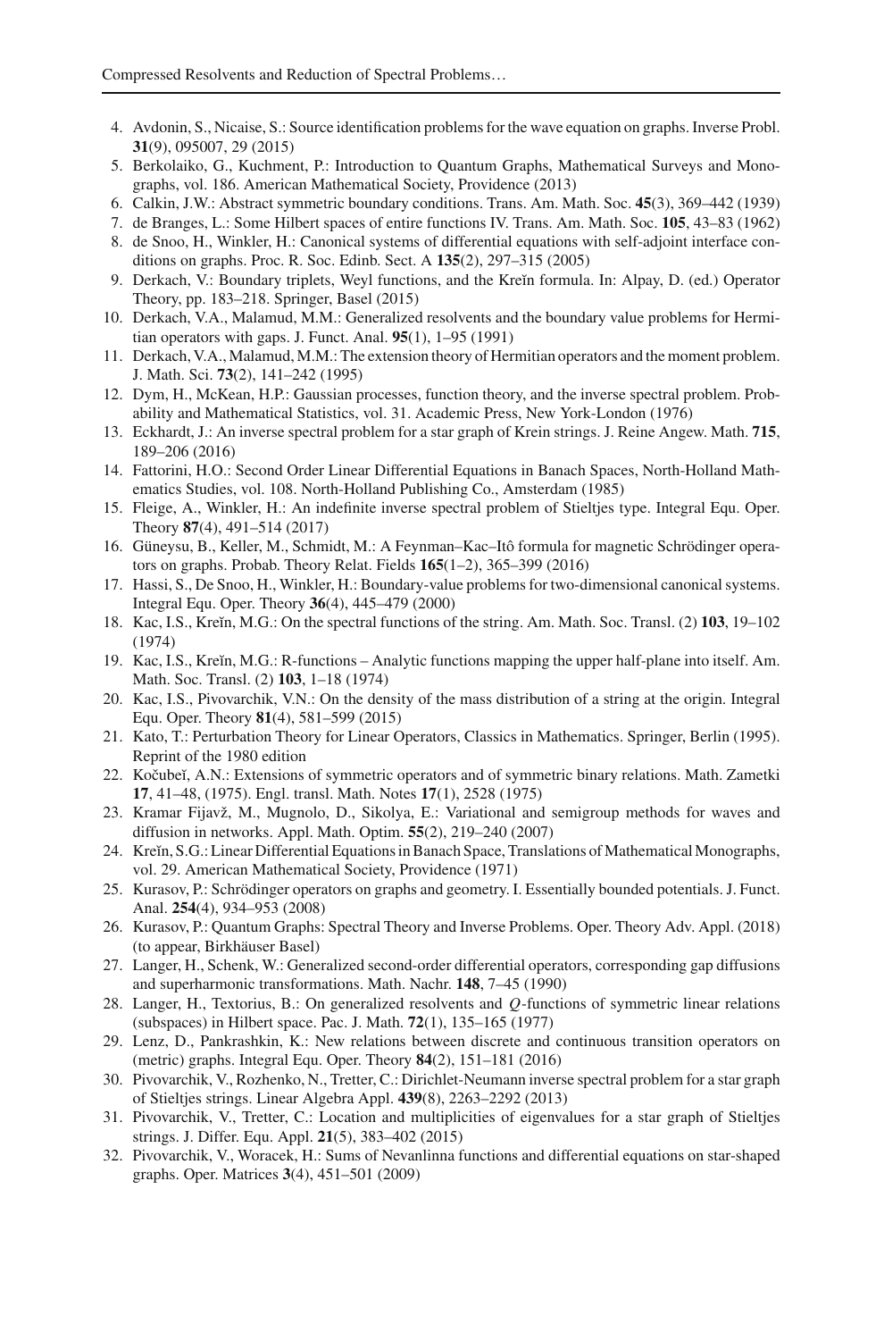4. Avdonin, S., Nicaise, S.: Source identification problems for the wave equation on graphs. Inverse Probl. **31**(9), 095007, 29 (2015)
5. Berkolaiko, G., Kuchment, P.: Introduction to Quantum Graphs, Mathematical Surveys and Monographs, vol. 186. American Mathematical Society, Providence (2013)
6. Calkin, J.W.: Abstract symmetric boundary conditions. Trans. Am. Math. Soc. **45**(3), 369–442 (1939)
7. de Branges, L.: Some Hilbert spaces of entire functions IV. Trans. Am. Math. Soc. **105**, 43–83 (1962)
8. de Snoo, H., Winkler, H.: Canonical systems of differential equations with self-adjoint interface conditions on graphs. Proc. R. Soc. Edinb. Sect. A **135**(2), 297–315 (2005)
9. Derkach, V.: Boundary triplets, Weyl functions, and the Kreĭn formula. In: Alpay, D. (ed.) Operator Theory, pp. 183–218. Springer, Basel (2015)
10. Derkach, V.A., Malamud, M.M.: Generalized resolvents and the boundary value problems for Hermitian operators with gaps. J. Funct. Anal. **95**(1), 1–95 (1991)
11. Derkach, V.A., Malamud, M.M.: The extension theory of Hermitian operators and the moment problem. J. Math. Sci. **73**(2), 141–242 (1995)
12. Dym, H., McKean, H.P.: Gaussian processes, function theory, and the inverse spectral problem. Probability and Mathematical Statistics, vol. 31. Academic Press, New York-London (1976)
13. Eckhardt, J.: An inverse spectral problem for a star graph of Krein strings. J. Reine Angew. Math. **715**, 189–206 (2016)
14. Fattorini, H.O.: Second Order Linear Differential Equations in Banach Spaces, North-Holland Mathematics Studies, vol. 108. North-Holland Publishing Co., Amsterdam (1985)
15. Fleige, A., Winkler, H.: An indefinite inverse spectral problem of Stieltjes type. Integral Equ. Oper. Theory **87**(4), 491–514 (2017)
16. Güneysu, B., Keller, M., Schmidt, M.: A Feynman–Kac–Itô formula for magnetic Schrödinger operators on graphs. Probab. Theory Relat. Fields **165**(1–2), 365–399 (2016)
17. Hassi, S., De Snoo, H., Winkler, H.: Boundary-value problems for two-dimensional canonical systems. Integral Equ. Oper. Theory **36**(4), 445–479 (2000)
18. Kac, I.S., Kreĭn, M.G.: On the spectral functions of the string. Am. Math. Soc. Transl. (2) **103**, 19–102 (1974)
19. Kac, I.S., Kreĭn, M.G.: R-functions – Analytic functions mapping the upper half-plane into itself. Am. Math. Soc. Transl. (2) **103**, 1–18 (1974)
20. Kac, I.S., Pivovarchik, V.N.: On the density of the mass distribution of a string at the origin. Integral Equ. Oper. Theory **81**(4), 581–599 (2015)
21. Kato, T.: Perturbation Theory for Linear Operators, Classics in Mathematics. Springer, Berlin (1995). Reprint of the 1980 edition
22. Kočubeĭ, A.N.: Extensions of symmetric operators and of symmetric binary relations. Math. Zametki **17**, 41–48, (1975). Engl. transl. Math. Notes **17**(1), 2528 (1975)
23. Kramar Fijavž, M., Mugnolo, D., Sikolya, E.: Variational and semigroup methods for waves and diffusion in networks. Appl. Math. Optim. **55**(2), 219–240 (2007)
24. Kreĭn, S.G.: Linear Differential Equations in Banach Space, Translations of Mathematical Monographs, vol. 29. American Mathematical Society, Providence (1971)
25. Kurasov, P.: Schrödinger operators on graphs and geometry. I. Essentially bounded potentials. J. Funct. Anal. **254**(4), 934–953 (2008)
26. Kurasov, P.: Quantum Graphs: Spectral Theory and Inverse Problems. Oper. Theory Adv. Appl. (2018) (to appear, Birkhäuser Basel)
27. Langer, H., Schenk, W.: Generalized second-order differential operators, corresponding gap diffusions and superharmonic transformations. Math. Nachr. **148**, 7–45 (1990)
28. Langer, H., Textorius, B.: On generalized resolvents and $Q$-functions of symmetric linear relations (subspaces) in Hilbert space. Pac. J. Math. **72**(1), 135–165 (1977)
29. Lenz, D., Pankrashkin, K.: New relations between discrete and continuous transition operators on (metric) graphs. Integral Equ. Oper. Theory **84**(2), 151–181 (2016)
30. Pivovarchik, V., Rozhenko, N., Tretter, C.: Dirichlet-Neumann inverse spectral problem for a star graph of Stieltjes strings. Linear Algebra Appl. **439**(8), 2263–2292 (2013)
31. Pivovarchik, V., Tretter, C.: Location and multiplicities of eigenvalues for a star graph of Stieltjes strings. J. Differ. Equ. Appl. **21**(5), 383–402 (2015)
32. Pivovarchik, V., Woracek, H.: Sums of Nevanlinna functions and differential equations on star-shaped graphs. Oper. Matrices **3**(4), 451–501 (2009)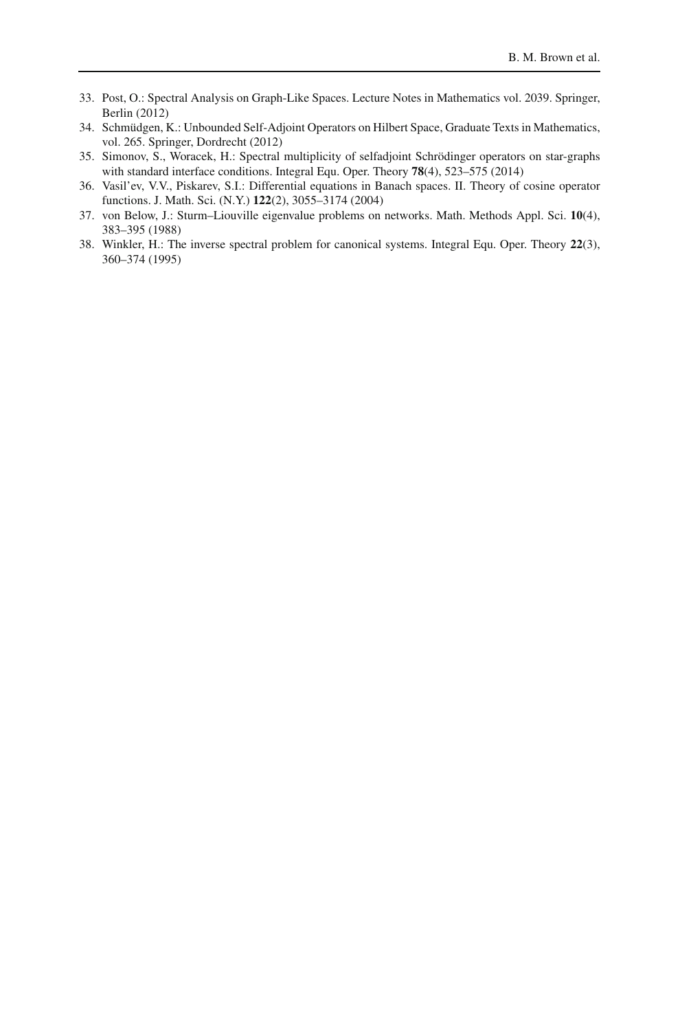33. Post, O.: Spectral Analysis on Graph-Like Spaces. Lecture Notes in Mathematics vol. 2039. Springer, Berlin (2012)
34. Schmüdgen, K.: Unbounded Self-Adjoint Operators on Hilbert Space, Graduate Texts in Mathematics, vol. 265. Springer, Dordrecht (2012)
35. Simonov, S., Woracek, H.: Spectral multiplicity of selfadjoint Schrödinger operators on star-graphs with standard interface conditions. Integral Equ. Oper. Theory **78**(4), 523–575 (2014)
36. Vasil'ev, V.V., Piskarev, S.I.: Differential equations in Banach spaces. II. Theory of cosine operator functions. J. Math. Sci. (N.Y.) **122**(2), 3055–3174 (2004)
37. von Below, J.: Sturm–Liouville eigenvalue problems on networks. Math. Methods Appl. Sci. **10**(4), 383–395 (1988)
38. Winkler, H.: The inverse spectral problem for canonical systems. Integral Equ. Oper. Theory **22**(3), 360–374 (1995)